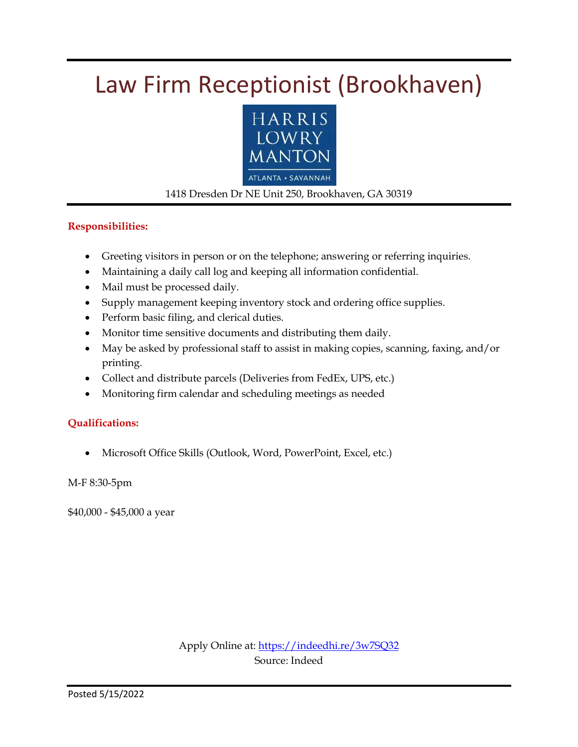# Law Firm Receptionist (Brookhaven)

HARRIS LOWRY MANTON

ATLANTA • SAVANNAH

1418 Dresden Dr NE Unit 250, Brookhaven, GA 30319

**Responsibilities:**

- Greeting visitors in person or on the telephone; answering or referring inquiries.
- Maintaining a daily call log and keeping all information confidential.
- Mail must be processed daily.
- Supply management keeping inventory stock and ordering office supplies.
- Perform basic filing, and clerical duties.
- Monitor time sensitive documents and distributing them daily.
- May be asked by professional staff to assist in making copies, scanning, faxing, and/or printing.
- Collect and distribute parcels (Deliveries from FedEx, UPS, etc.)
- Monitoring firm calendar and scheduling meetings as needed

**Qualifications:**

- Microsoft Office Skills (Outlook, Word, PowerPoint, Excel, etc.)

M-F 8:30-5pm

$40,000 - $45,000 a year

Apply Online at: https://indeedhi.re/3w7SQ32

Source: Indeed

Posted 5/15/2022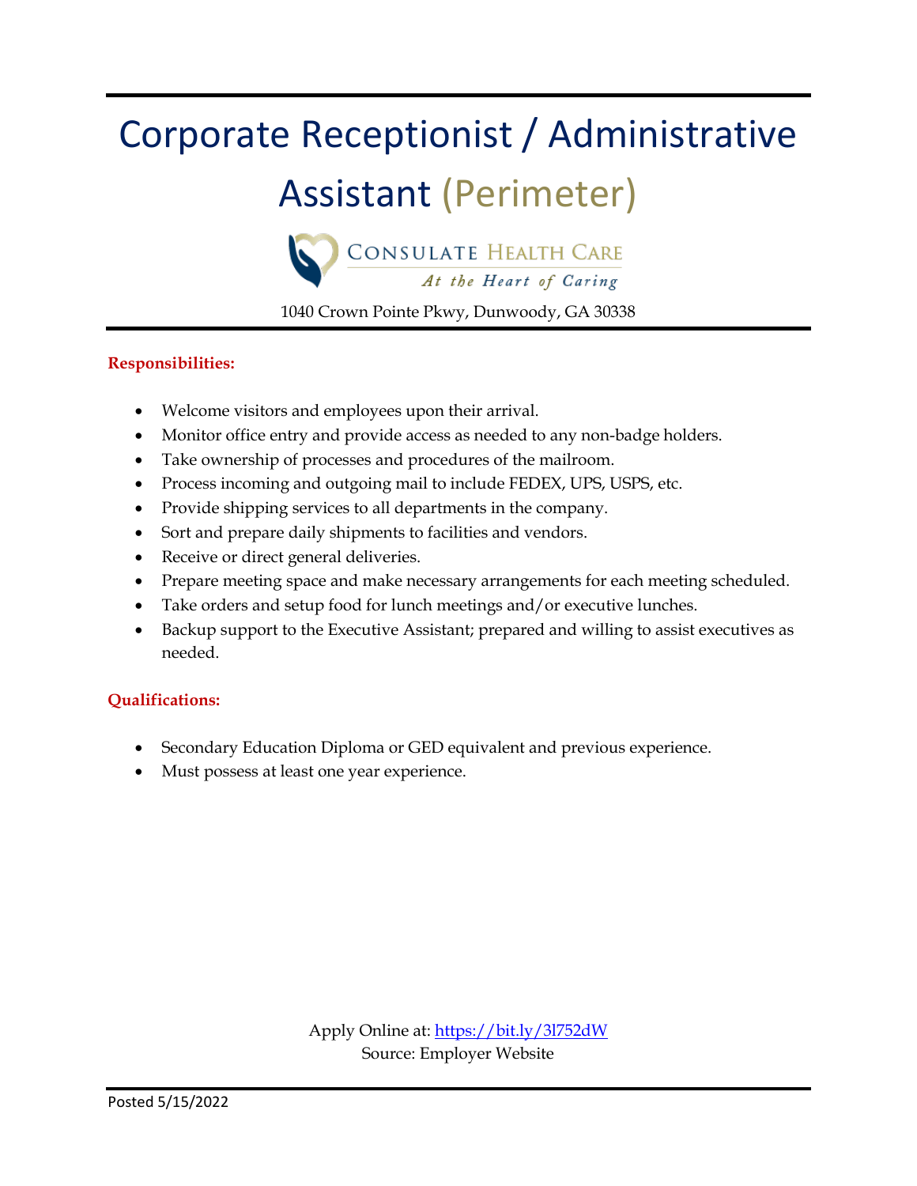# Corporate Receptionist / Administrative Assistant (Perimeter)

CONSULATE HEALTH CARE
*At the Heart of Caring*

1040 Crown Pointe Pkwy, Dunwoody, GA 30338

**Responsibilities:**

- Welcome visitors and employees upon their arrival.
- Monitor office entry and provide access as needed to any non-badge holders.
- Take ownership of processes and procedures of the mailroom.
- Process incoming and outgoing mail to include FEDEX, UPS, USPS, etc.
- Provide shipping services to all departments in the company.
- Sort and prepare daily shipments to facilities and vendors.
- Receive or direct general deliveries.
- Prepare meeting space and make necessary arrangements for each meeting scheduled.
- Take orders and setup food for lunch meetings and/or executive lunches.
- Backup support to the Executive Assistant; prepared and willing to assist executives as needed.

**Qualifications:**

- Secondary Education Diploma or GED equivalent and previous experience.
- Must possess at least one year experience.

Apply Online at: https://bit.ly/3l752dW
Source: Employer Website

Posted 5/15/2022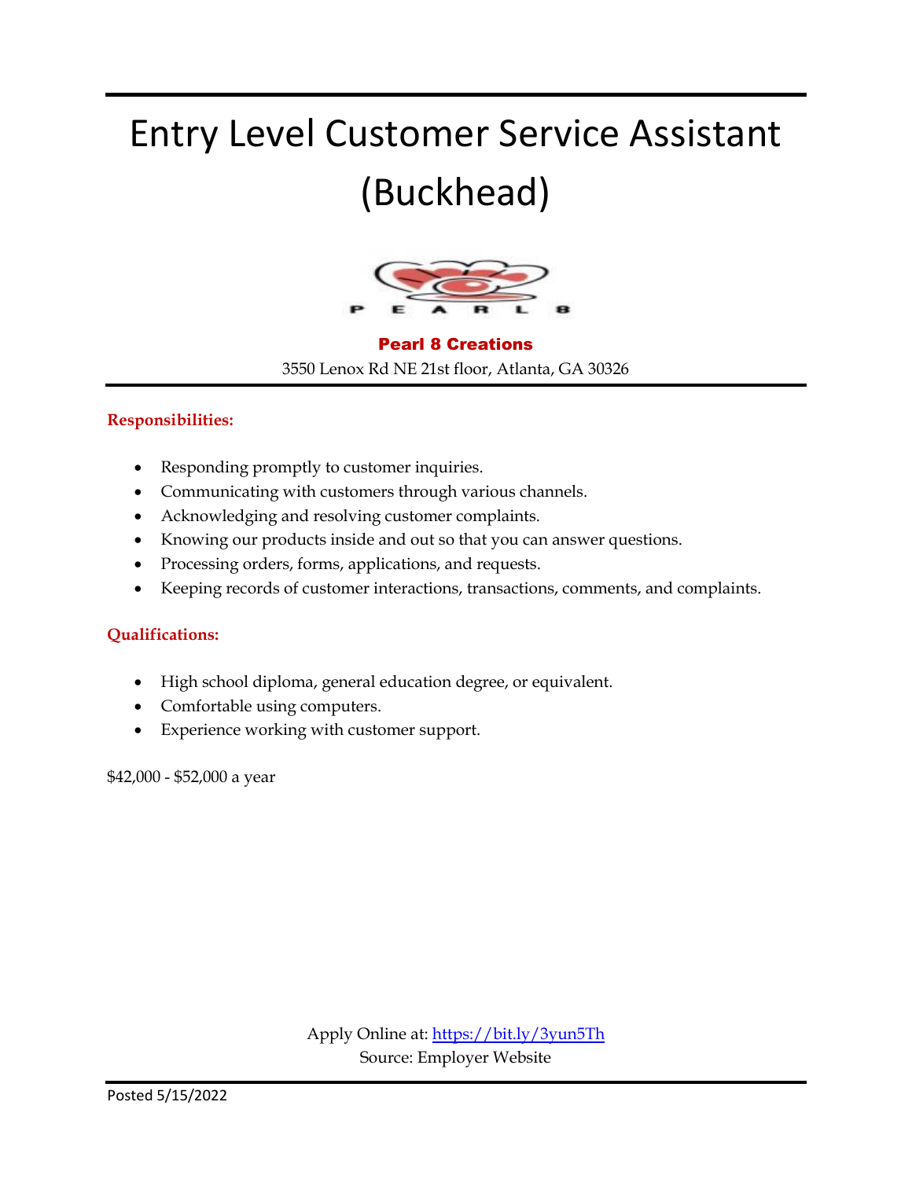# Entry Level Customer Service Assistant (Buckhead)

**Pearl 8 Creations**

3550 Lenox Rd NE 21st floor, Atlanta, GA 30326

**Responsibilities:**

- Responding promptly to customer inquiries.
- Communicating with customers through various channels.
- Acknowledging and resolving customer complaints.
- Knowing our products inside and out so that you can answer questions.
- Processing orders, forms, applications, and requests.
- Keeping records of customer interactions, transactions, comments, and complaints.

**Qualifications:**

- High school diploma, general education degree, or equivalent.
- Comfortable using computers.
- Experience working with customer support.

$42,000 - $52,000 a year

Apply Online at: https://bit.ly/3yun5Th

Source: Employer Website

Posted 5/15/2022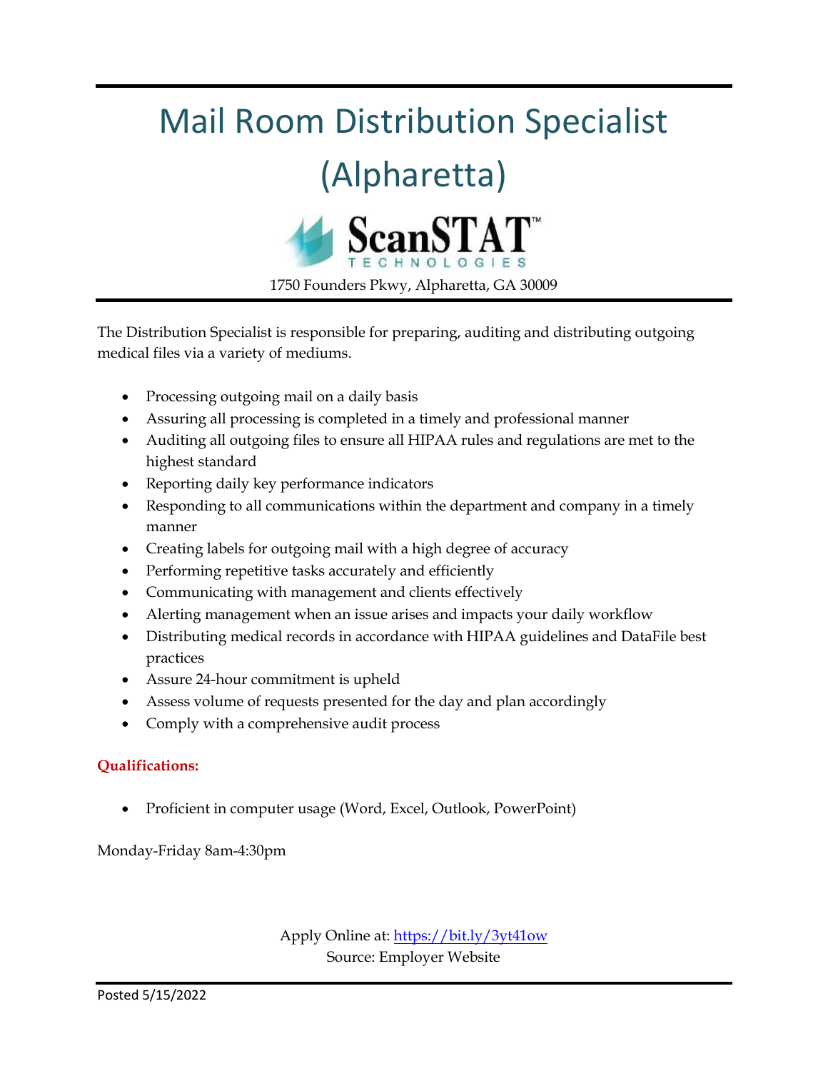# Mail Room Distribution Specialist (Alpharetta)

**ScanSTAT™ TECHNOLOGIES**

1750 Founders Pkwy, Alpharetta, GA 30009

The Distribution Specialist is responsible for preparing, auditing and distributing outgoing medical files via a variety of mediums.

- Processing outgoing mail on a daily basis
- Assuring all processing is completed in a timely and professional manner
- Auditing all outgoing files to ensure all HIPAA rules and regulations are met to the highest standard
- Reporting daily key performance indicators
- Responding to all communications within the department and company in a timely manner
- Creating labels for outgoing mail with a high degree of accuracy
- Performing repetitive tasks accurately and efficiently
- Communicating with management and clients effectively
- Alerting management when an issue arises and impacts your daily workflow
- Distributing medical records in accordance with HIPAA guidelines and DataFile best practices
- Assure 24-hour commitment is upheld
- Assess volume of requests presented for the day and plan accordingly
- Comply with a comprehensive audit process

**Qualifications:**

- Proficient in computer usage (Word, Excel, Outlook, PowerPoint)

Monday-Friday 8am-4:30pm

Apply Online at: https://bit.ly/3yt41ow
Source: Employer Website

Posted 5/15/2022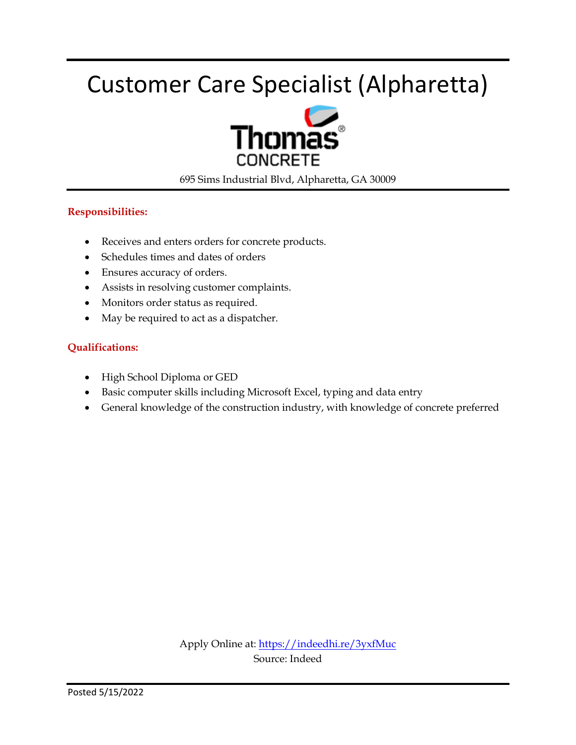# Customer Care Specialist (Alpharetta)

Thomas CONCRETE

695 Sims Industrial Blvd, Alpharetta, GA 30009

**Responsibilities:**

- Receives and enters orders for concrete products.
- Schedules times and dates of orders
- Ensures accuracy of orders.
- Assists in resolving customer complaints.
- Monitors order status as required.
- May be required to act as a dispatcher.

**Qualifications:**

- High School Diploma or GED
- Basic computer skills including Microsoft Excel, typing and data entry
- General knowledge of the construction industry, with knowledge of concrete preferred

Apply Online at: https://indeedhi.re/3yxfMuc

Source: Indeed

Posted 5/15/2022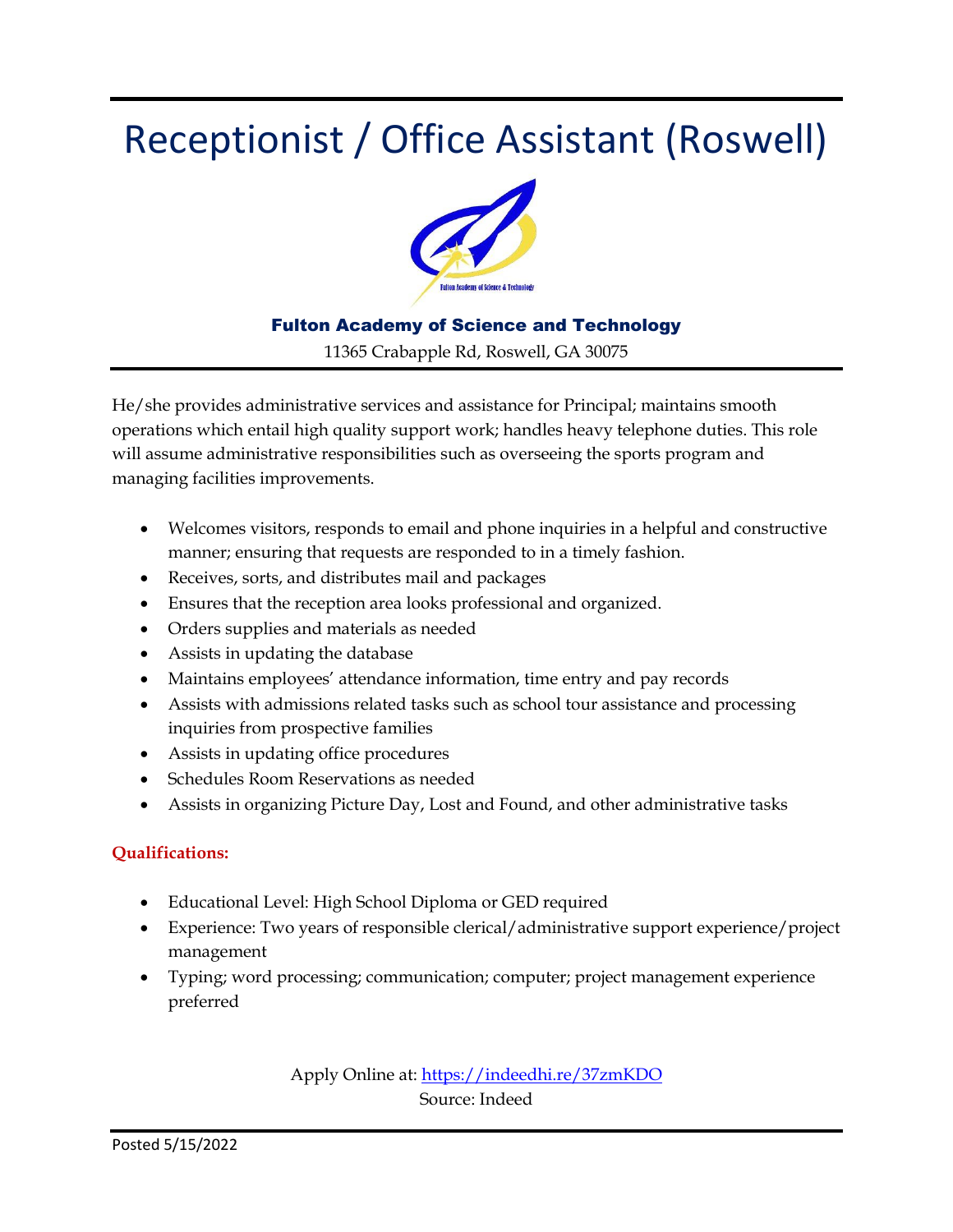# Receptionist / Office Assistant (Roswell)

**Fulton Academy of Science and Technology**

11365 Crabapple Rd, Roswell, GA 30075

He/she provides administrative services and assistance for Principal; maintains smooth operations which entail high quality support work; handles heavy telephone duties. This role will assume administrative responsibilities such as overseeing the sports program and managing facilities improvements.

- Welcomes visitors, responds to email and phone inquiries in a helpful and constructive manner; ensuring that requests are responded to in a timely fashion.
- Receives, sorts, and distributes mail and packages
- Ensures that the reception area looks professional and organized.
- Orders supplies and materials as needed
- Assists in updating the database
- Maintains employees' attendance information, time entry and pay records
- Assists with admissions related tasks such as school tour assistance and processing inquiries from prospective families
- Assists in updating office procedures
- Schedules Room Reservations as needed
- Assists in organizing Picture Day, Lost and Found, and other administrative tasks

**Qualifications:**

- Educational Level: High School Diploma or GED required
- Experience: Two years of responsible clerical/administrative support experience/project management
- Typing; word processing; communication; computer; project management experience preferred

Apply Online at: [https://indeedhi.re/37zmKDO](https://indeedhi.re/37zmKDO)
Source: Indeed

Posted 5/15/2022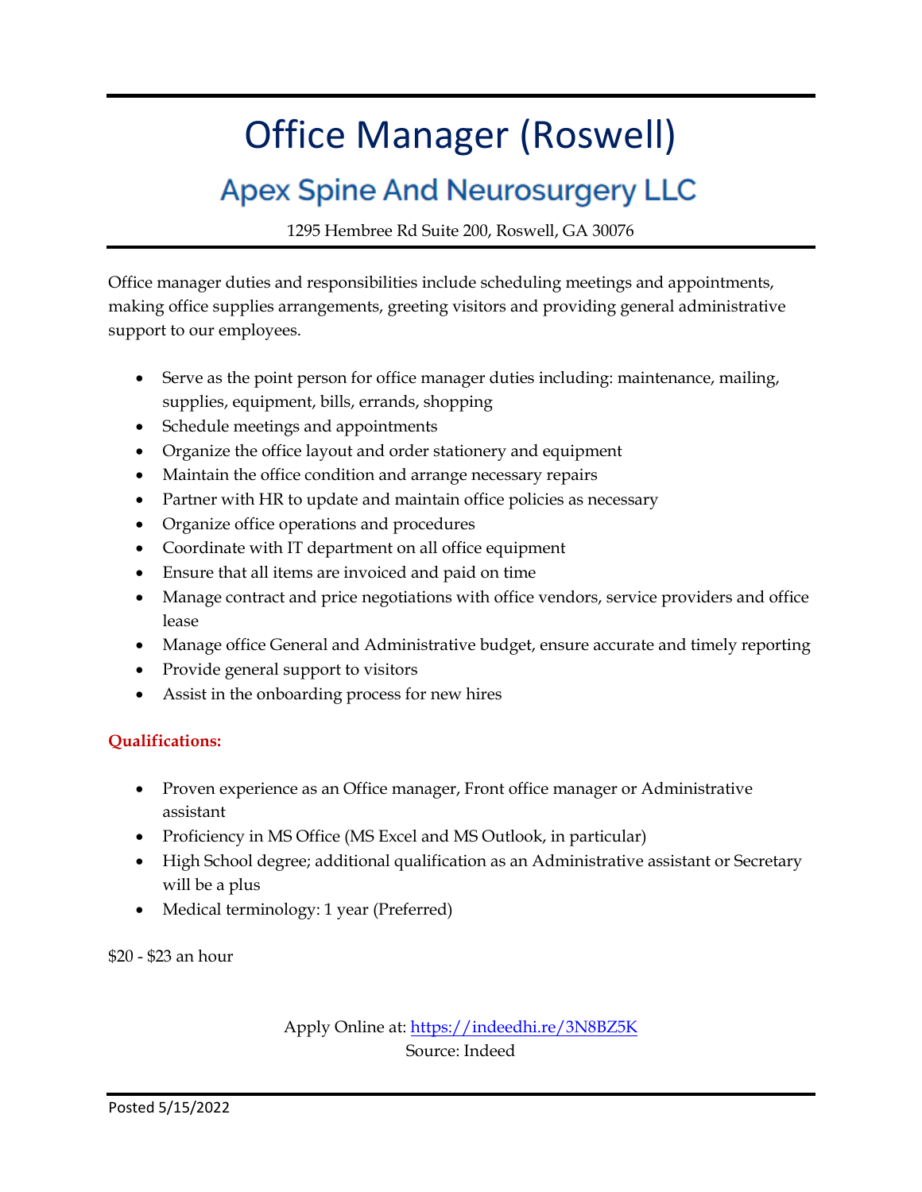# Office Manager (Roswell)

## Apex Spine And Neurosurgery LLC

1295 Hembree Rd Suite 200, Roswell, GA 30076

Office manager duties and responsibilities include scheduling meetings and appointments, making office supplies arrangements, greeting visitors and providing general administrative support to our employees.

- Serve as the point person for office manager duties including: maintenance, mailing, supplies, equipment, bills, errands, shopping
- Schedule meetings and appointments
- Organize the office layout and order stationery and equipment
- Maintain the office condition and arrange necessary repairs
- Partner with HR to update and maintain office policies as necessary
- Organize office operations and procedures
- Coordinate with IT department on all office equipment
- Ensure that all items are invoiced and paid on time
- Manage contract and price negotiations with office vendors, service providers and office lease
- Manage office General and Administrative budget, ensure accurate and timely reporting
- Provide general support to visitors
- Assist in the onboarding process for new hires

**Qualifications:**

- Proven experience as an Office manager, Front office manager or Administrative assistant
- Proficiency in MS Office (MS Excel and MS Outlook, in particular)
- High School degree; additional qualification as an Administrative assistant or Secretary will be a plus
- Medical terminology: 1 year (Preferred)

$20 - $23 an hour

Apply Online at: https://indeedhi.re/3N8BZ5K
Source: Indeed

Posted 5/15/2022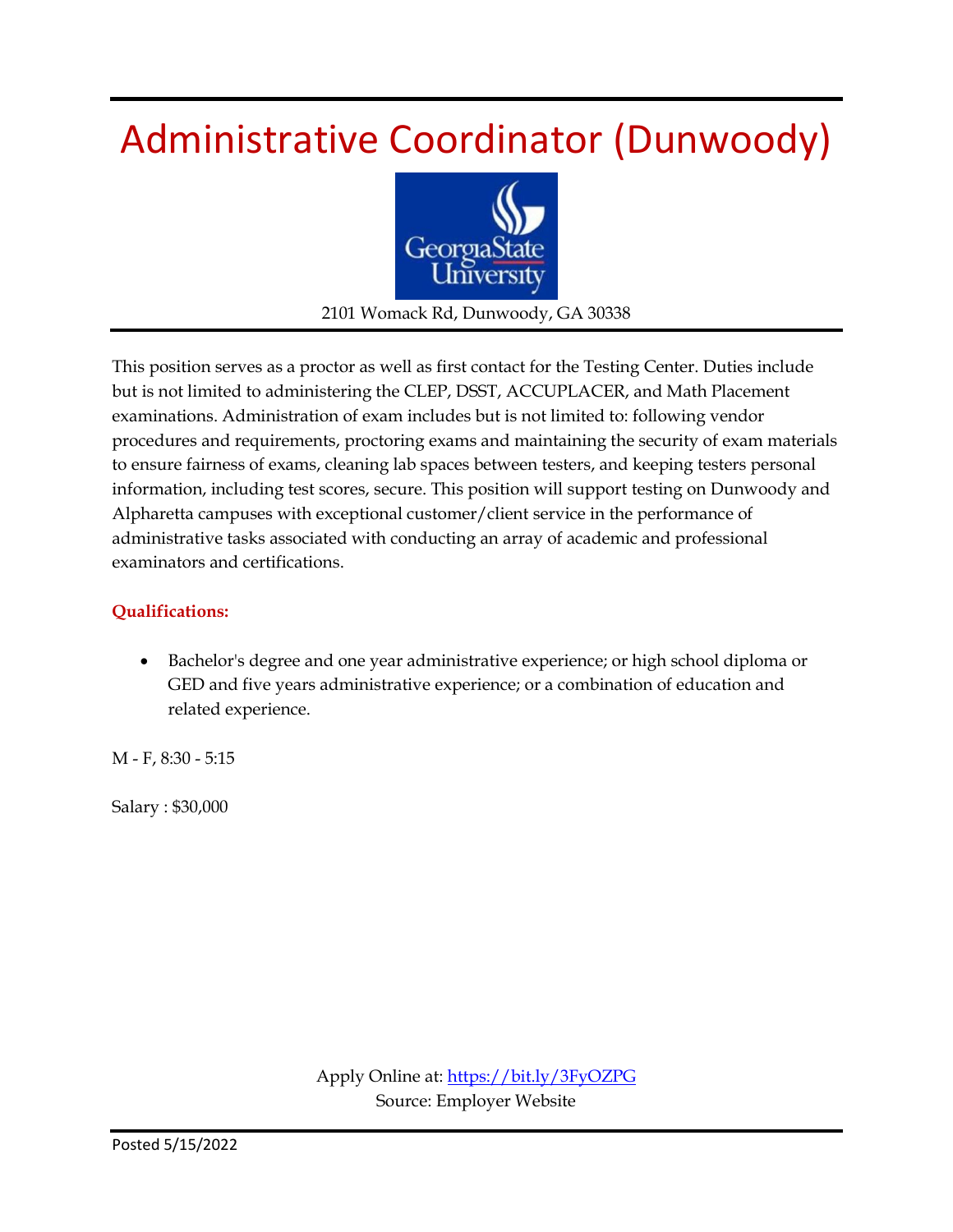# Administrative Coordinator (Dunwoody)

2101 Womack Rd, Dunwoody, GA 30338

This position serves as a proctor as well as first contact for the Testing Center. Duties include but is not limited to administering the CLEP, DSST, ACCUPLACER, and Math Placement examinations. Administration of exam includes but is not limited to: following vendor procedures and requirements, proctoring exams and maintaining the security of exam materials to ensure fairness of exams, cleaning lab spaces between testers, and keeping testers personal information, including test scores, secure. This position will support testing on Dunwoody and Alpharetta campuses with exceptional customer/client service in the performance of administrative tasks associated with conducting an array of academic and professional examinators and certifications.

**Qualifications:**

- Bachelor's degree and one year administrative experience; or high school diploma or GED and five years administrative experience; or a combination of education and related experience.

M - F, 8:30 - 5:15

Salary : $30,000

Apply Online at: [https://bit.ly/3FyOZPG](https://bit.ly/3FyOZPG)
Source: Employer Website

Posted 5/15/2022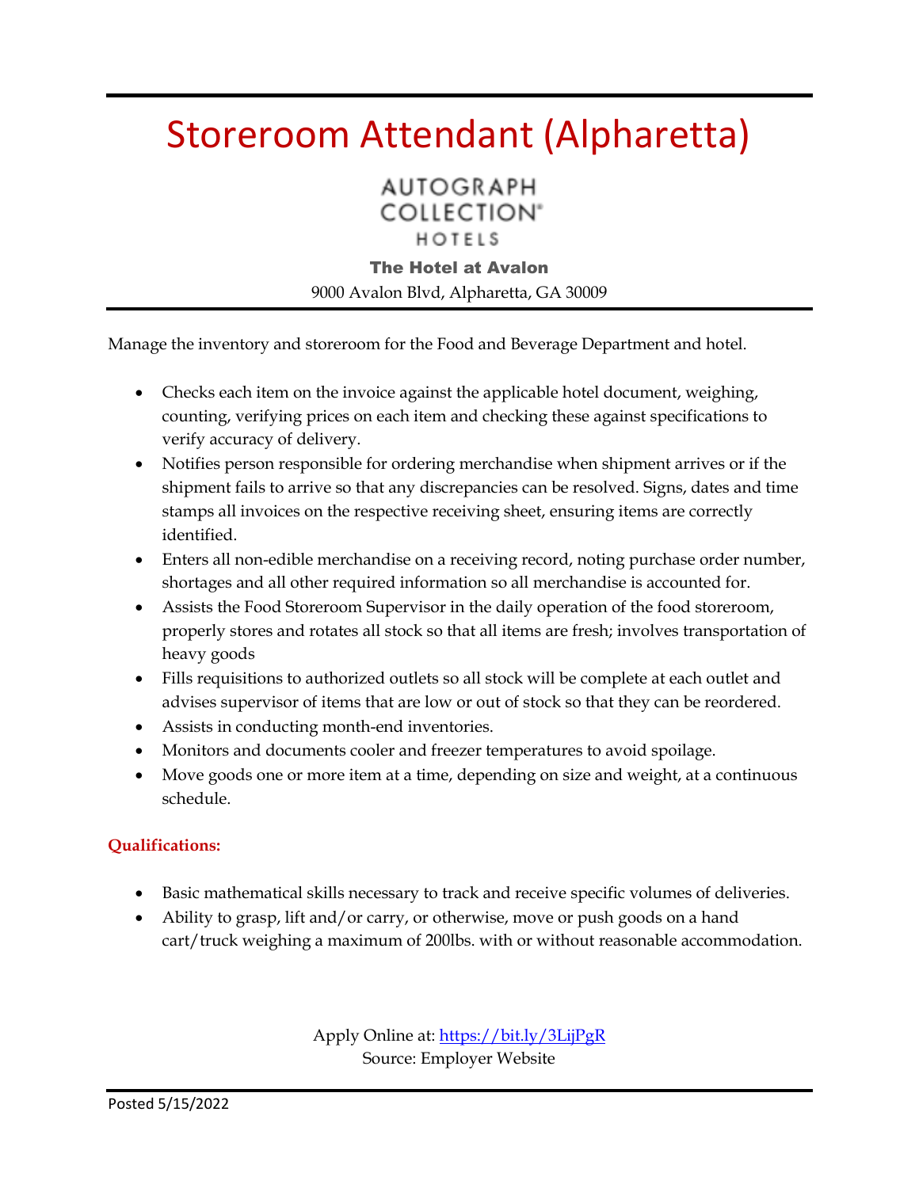# Storeroom Attendant (Alpharetta)

AUTOGRAPH COLLECTION® HOTELS

**The Hotel at Avalon**

9000 Avalon Blvd, Alpharetta, GA 30009

Manage the inventory and storeroom for the Food and Beverage Department and hotel.

- Checks each item on the invoice against the applicable hotel document, weighing, counting, verifying prices on each item and checking these against specifications to verify accuracy of delivery.
- Notifies person responsible for ordering merchandise when shipment arrives or if the shipment fails to arrive so that any discrepancies can be resolved. Signs, dates and time stamps all invoices on the respective receiving sheet, ensuring items are correctly identified.
- Enters all non-edible merchandise on a receiving record, noting purchase order number, shortages and all other required information so all merchandise is accounted for.
- Assists the Food Storeroom Supervisor in the daily operation of the food storeroom, properly stores and rotates all stock so that all items are fresh; involves transportation of heavy goods
- Fills requisitions to authorized outlets so all stock will be complete at each outlet and advises supervisor of items that are low or out of stock so that they can be reordered.
- Assists in conducting month-end inventories.
- Monitors and documents cooler and freezer temperatures to avoid spoilage.
- Move goods one or more item at a time, depending on size and weight, at a continuous schedule.

**Qualifications:**

- Basic mathematical skills necessary to track and receive specific volumes of deliveries.
- Ability to grasp, lift and/or carry, or otherwise, move or push goods on a hand cart/truck weighing a maximum of 200lbs. with or without reasonable accommodation.

Apply Online at: https://bit.ly/3LijPgR
Source: Employer Website

Posted 5/15/2022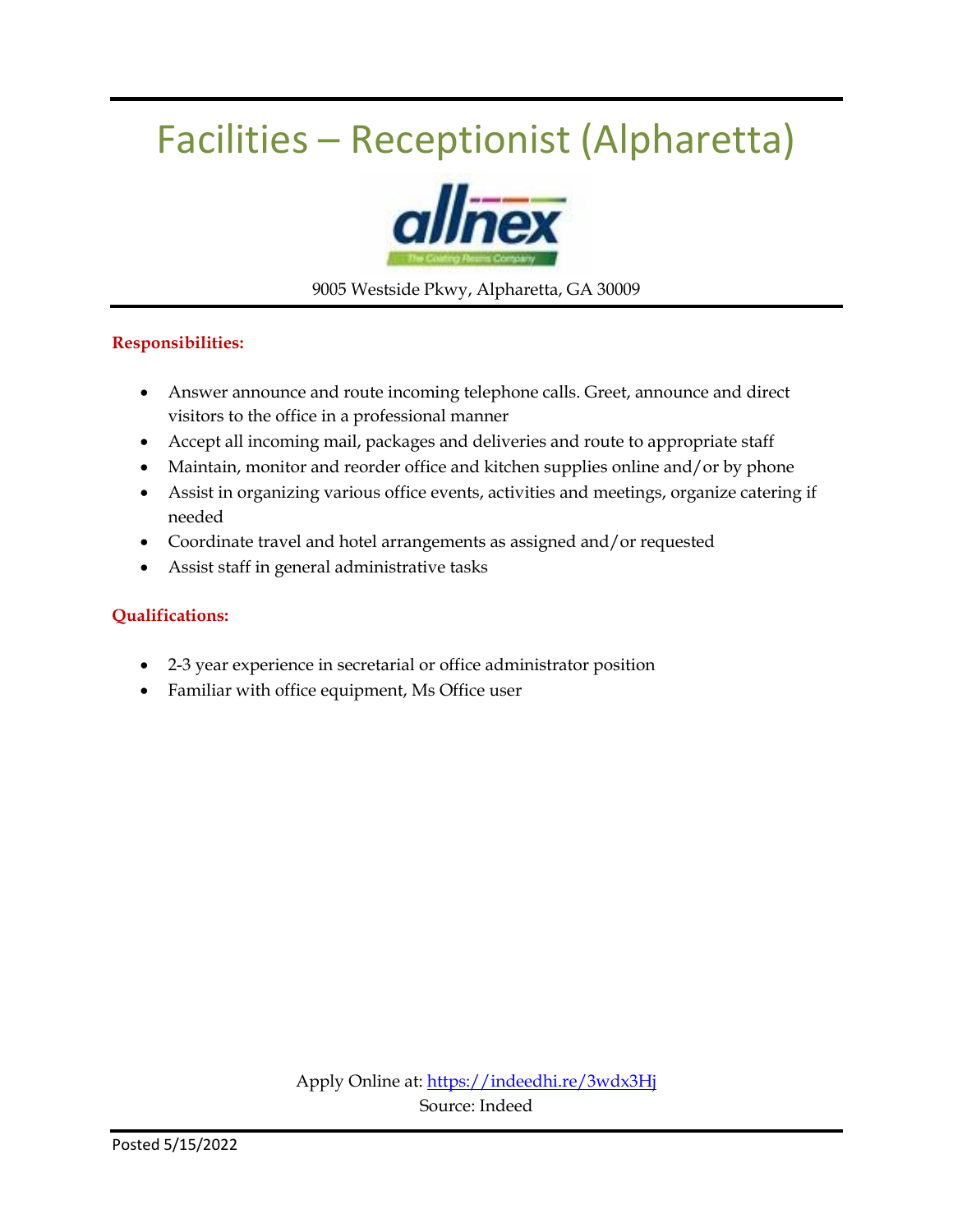# Facilities – Receptionist (Alpharetta)

allnex
The Coating Resins Company

9005 Westside Pkwy, Alpharetta, GA 30009

**Responsibilities:**

- Answer announce and route incoming telephone calls. Greet, announce and direct visitors to the office in a professional manner
- Accept all incoming mail, packages and deliveries and route to appropriate staff
- Maintain, monitor and reorder office and kitchen supplies online and/or by phone
- Assist in organizing various office events, activities and meetings, organize catering if needed
- Coordinate travel and hotel arrangements as assigned and/or requested
- Assist staff in general administrative tasks

**Qualifications:**

- 2-3 year experience in secretarial or office administrator position
- Familiar with office equipment, Ms Office user

Apply Online at: https://indeedhi.re/3wdx3Hj
Source: Indeed

Posted 5/15/2022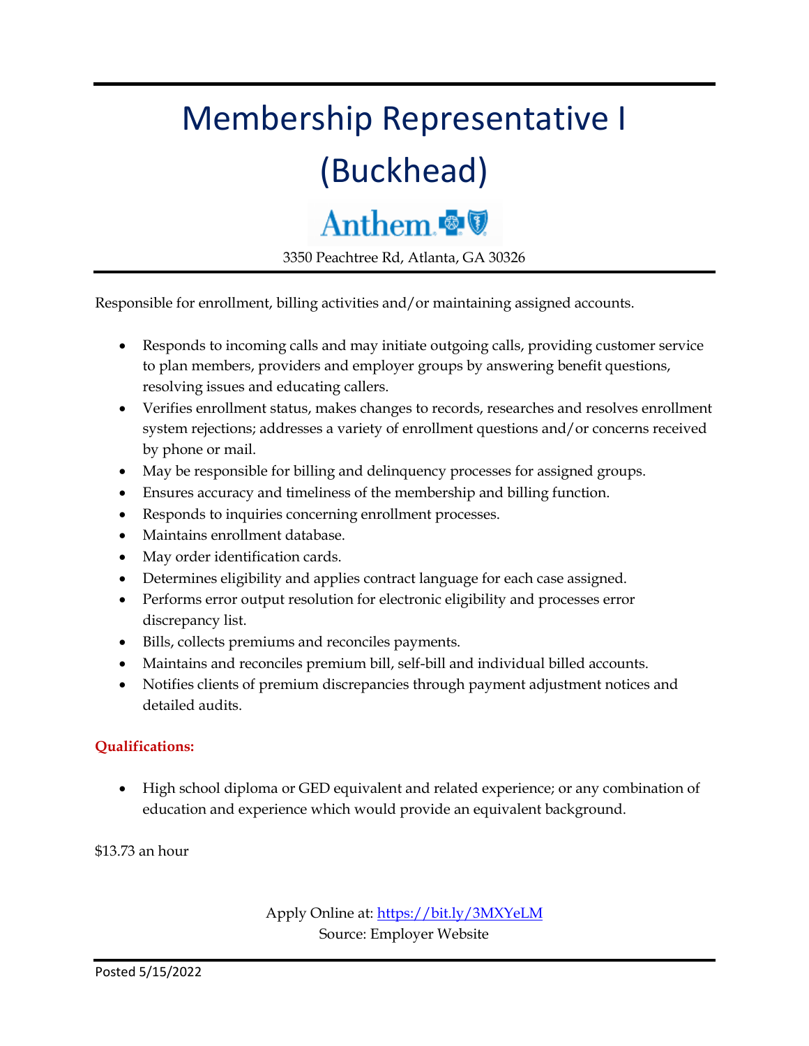# Membership Representative I (Buckhead)

Anthem

3350 Peachtree Rd, Atlanta, GA 30326

Responsible for enrollment, billing activities and/or maintaining assigned accounts.

- Responds to incoming calls and may initiate outgoing calls, providing customer service to plan members, providers and employer groups by answering benefit questions, resolving issues and educating callers.
- Verifies enrollment status, makes changes to records, researches and resolves enrollment system rejections; addresses a variety of enrollment questions and/or concerns received by phone or mail.
- May be responsible for billing and delinquency processes for assigned groups.
- Ensures accuracy and timeliness of the membership and billing function.
- Responds to inquiries concerning enrollment processes.
- Maintains enrollment database.
- May order identification cards.
- Determines eligibility and applies contract language for each case assigned.
- Performs error output resolution for electronic eligibility and processes error discrepancy list.
- Bills, collects premiums and reconciles payments.
- Maintains and reconciles premium bill, self-bill and individual billed accounts.
- Notifies clients of premium discrepancies through payment adjustment notices and detailed audits.

**Qualifications:**

- High school diploma or GED equivalent and related experience; or any combination of education and experience which would provide an equivalent background.

$13.73 an hour

Apply Online at: https://bit.ly/3MXYeLM

Source: Employer Website

Posted 5/15/2022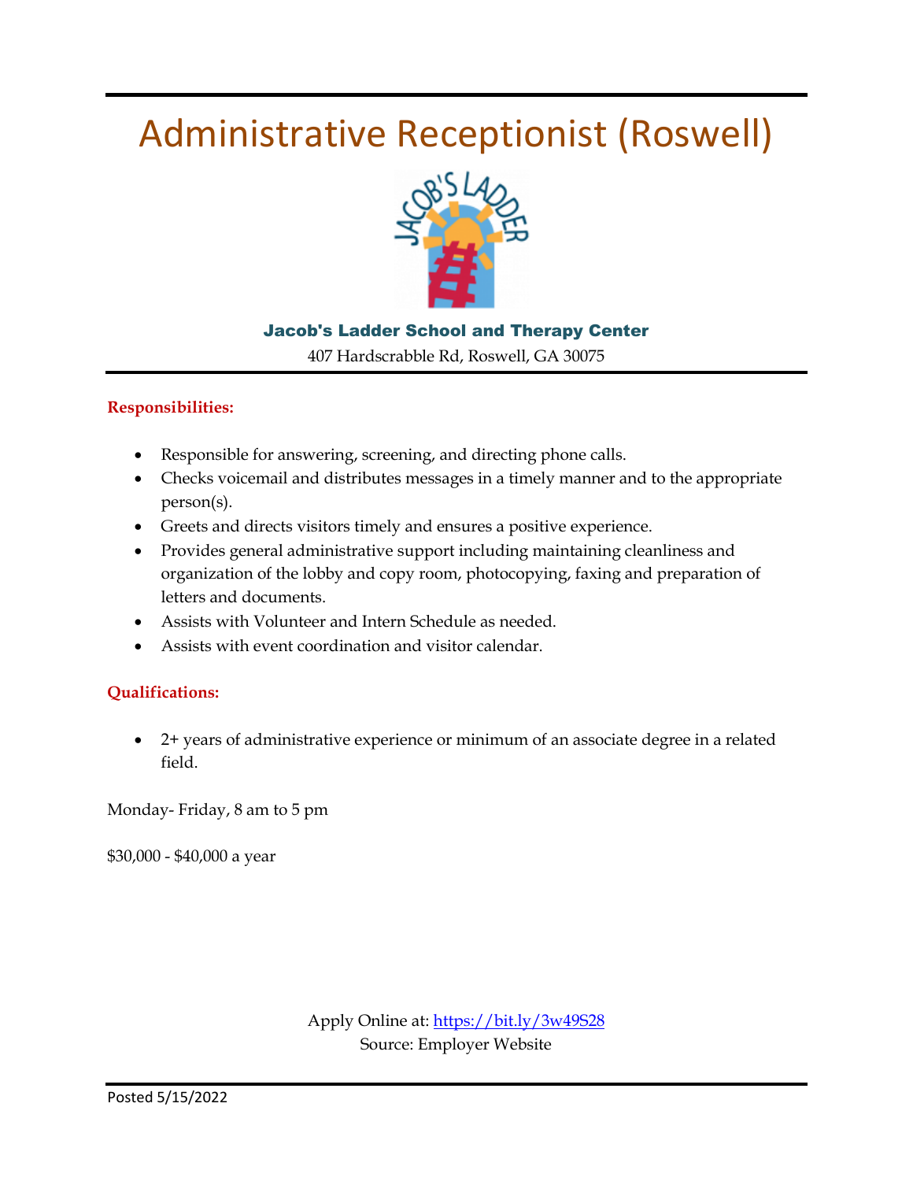# Administrative Receptionist (Roswell)

**Jacob's Ladder School and Therapy Center**

407 Hardscrabble Rd, Roswell, GA 30075

**Responsibilities:**

- Responsible for answering, screening, and directing phone calls.
- Checks voicemail and distributes messages in a timely manner and to the appropriate person(s).
- Greets and directs visitors timely and ensures a positive experience.
- Provides general administrative support including maintaining cleanliness and organization of the lobby and copy room, photocopying, faxing and preparation of letters and documents.
- Assists with Volunteer and Intern Schedule as needed.
- Assists with event coordination and visitor calendar.

**Qualifications:**

- 2+ years of administrative experience or minimum of an associate degree in a related field.

Monday- Friday, 8 am to 5 pm

$30,000 - $40,000 a year

Apply Online at: https://bit.ly/3w49S28
Source: Employer Website

Posted 5/15/2022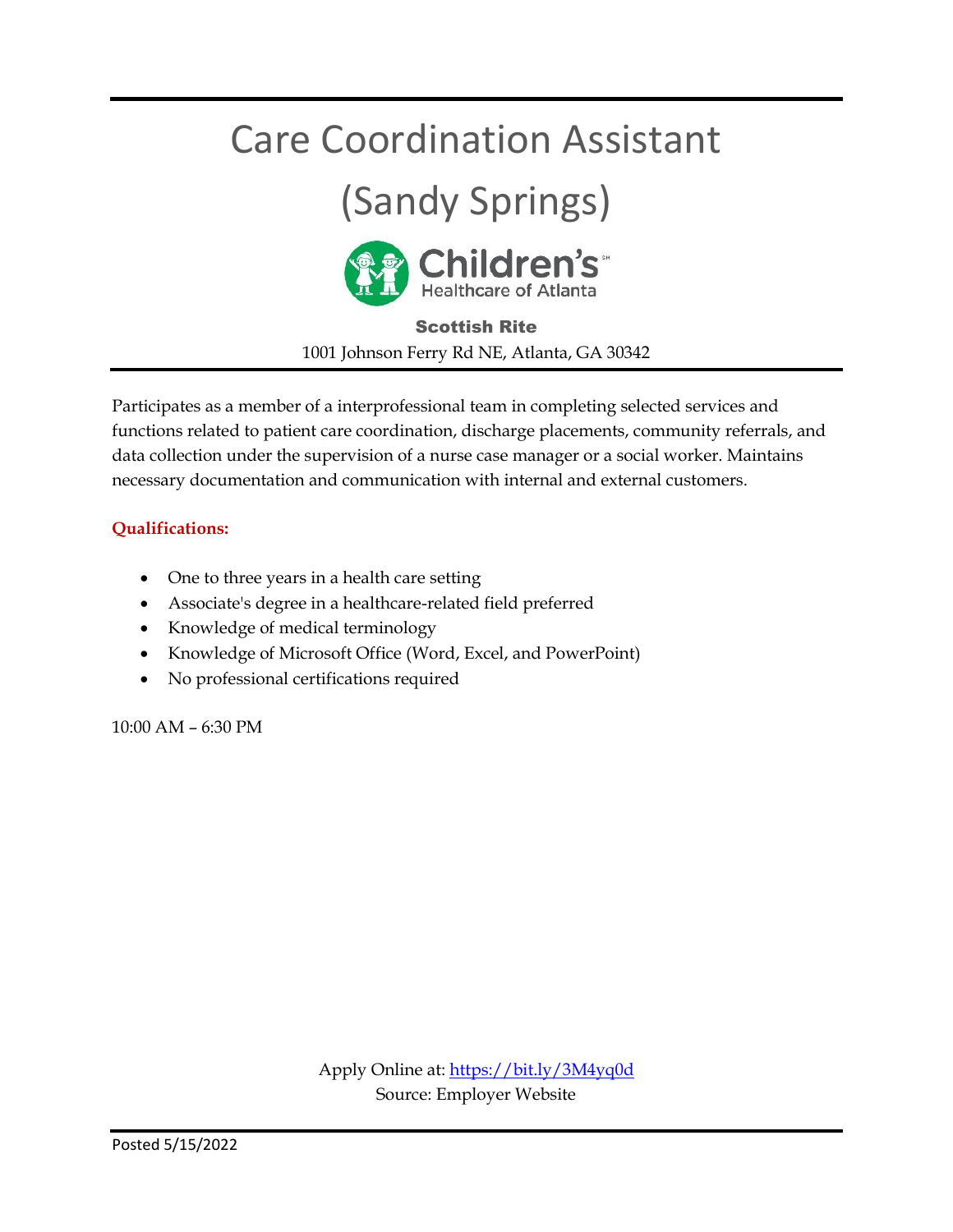# Care Coordination Assistant (Sandy Springs)

Children's Healthcare of Atlanta

**Scottish Rite**

1001 Johnson Ferry Rd NE, Atlanta, GA 30342

Participates as a member of a interprofessional team in completing selected services and functions related to patient care coordination, discharge placements, community referrals, and data collection under the supervision of a nurse case manager or a social worker. Maintains necessary documentation and communication with internal and external customers.

**Qualifications:**

- One to three years in a health care setting
- Associate's degree in a healthcare-related field preferred
- Knowledge of medical terminology
- Knowledge of Microsoft Office (Word, Excel, and PowerPoint)
- No professional certifications required

10:00 AM – 6:30 PM

Apply Online at: https://bit.ly/3M4yq0d

Source: Employer Website

Posted 5/15/2022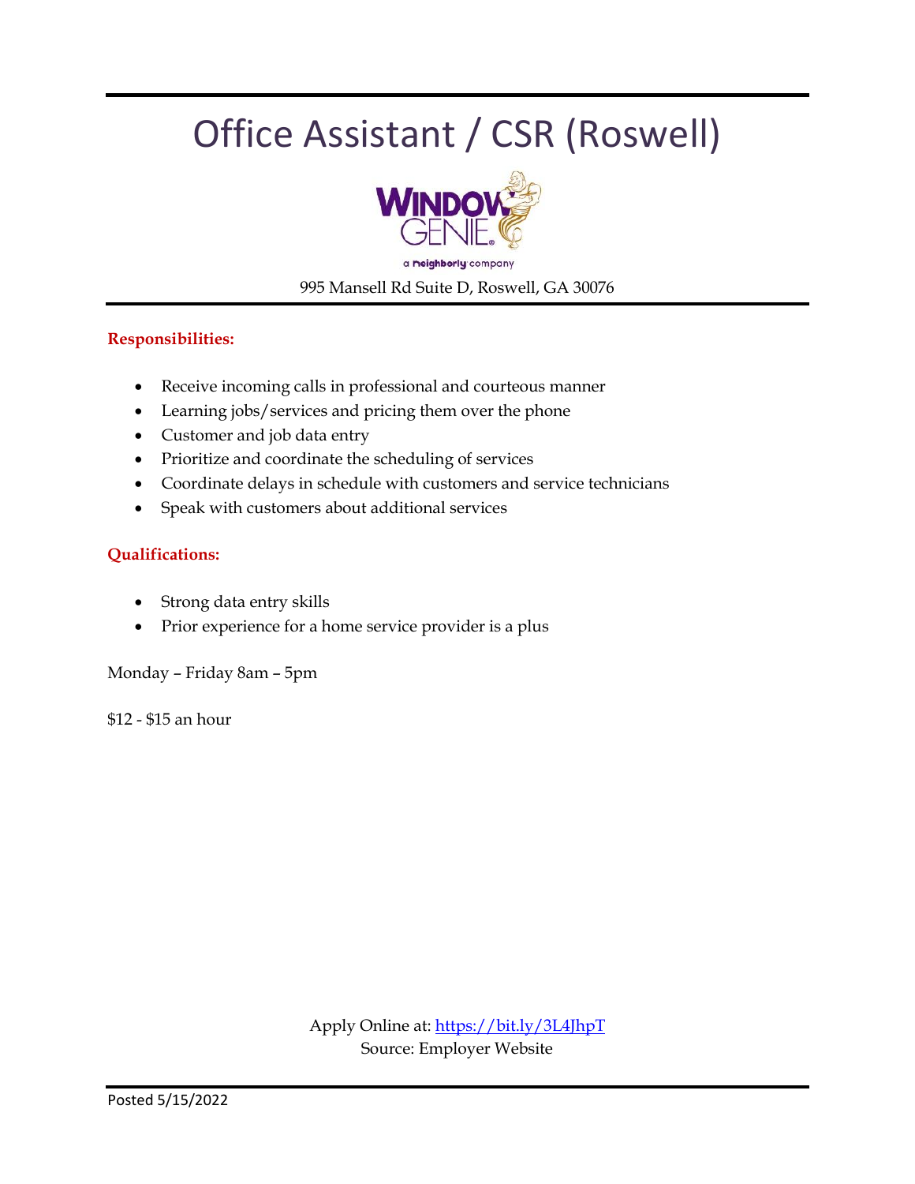# Office Assistant / CSR (Roswell)

WINDOW GENIE®

a neighborly company

995 Mansell Rd Suite D, Roswell, GA 30076

**Responsibilities:**

- Receive incoming calls in professional and courteous manner
- Learning jobs/services and pricing them over the phone
- Customer and job data entry
- Prioritize and coordinate the scheduling of services
- Coordinate delays in schedule with customers and service technicians
- Speak with customers about additional services

**Qualifications:**

- Strong data entry skills
- Prior experience for a home service provider is a plus

Monday – Friday 8am – 5pm

$12 - $15 an hour

Apply Online at: https://bit.ly/3L4JhpT
Source: Employer Website

Posted 5/15/2022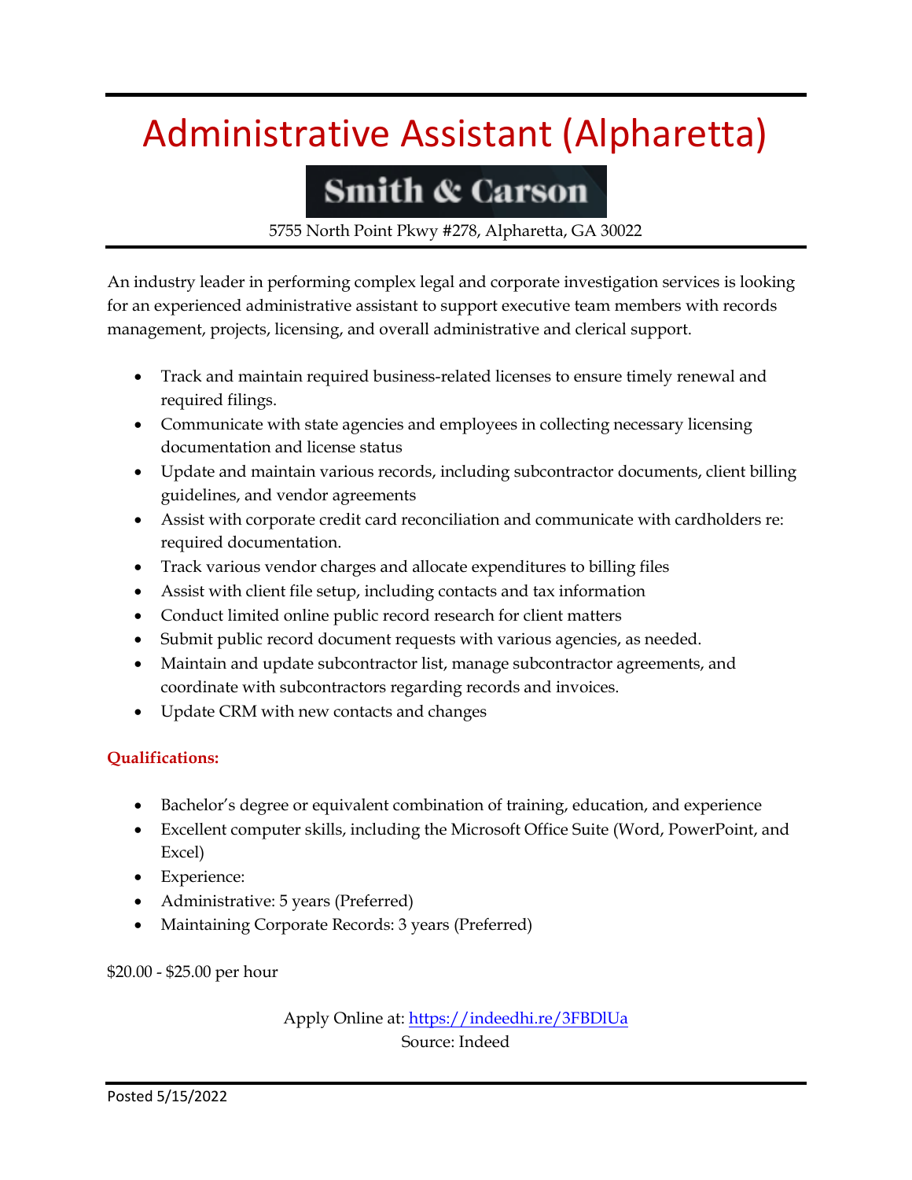# Administrative Assistant (Alpharetta)

**Smith & Carson**

5755 North Point Pkwy #278, Alpharetta, GA 30022

An industry leader in performing complex legal and corporate investigation services is looking for an experienced administrative assistant to support executive team members with records management, projects, licensing, and overall administrative and clerical support.

- Track and maintain required business-related licenses to ensure timely renewal and required filings.
- Communicate with state agencies and employees in collecting necessary licensing documentation and license status
- Update and maintain various records, including subcontractor documents, client billing guidelines, and vendor agreements
- Assist with corporate credit card reconciliation and communicate with cardholders re: required documentation.
- Track various vendor charges and allocate expenditures to billing files
- Assist with client file setup, including contacts and tax information
- Conduct limited online public record research for client matters
- Submit public record document requests with various agencies, as needed.
- Maintain and update subcontractor list, manage subcontractor agreements, and coordinate with subcontractors regarding records and invoices.
- Update CRM with new contacts and changes

**Qualifications:**

- Bachelor's degree or equivalent combination of training, education, and experience
- Excellent computer skills, including the Microsoft Office Suite (Word, PowerPoint, and Excel)
- Experience:
- Administrative: 5 years (Preferred)
- Maintaining Corporate Records: 3 years (Preferred)

$20.00 - $25.00 per hour

Apply Online at: https://indeedhi.re/3FBDlUa

Source: Indeed

Posted 5/15/2022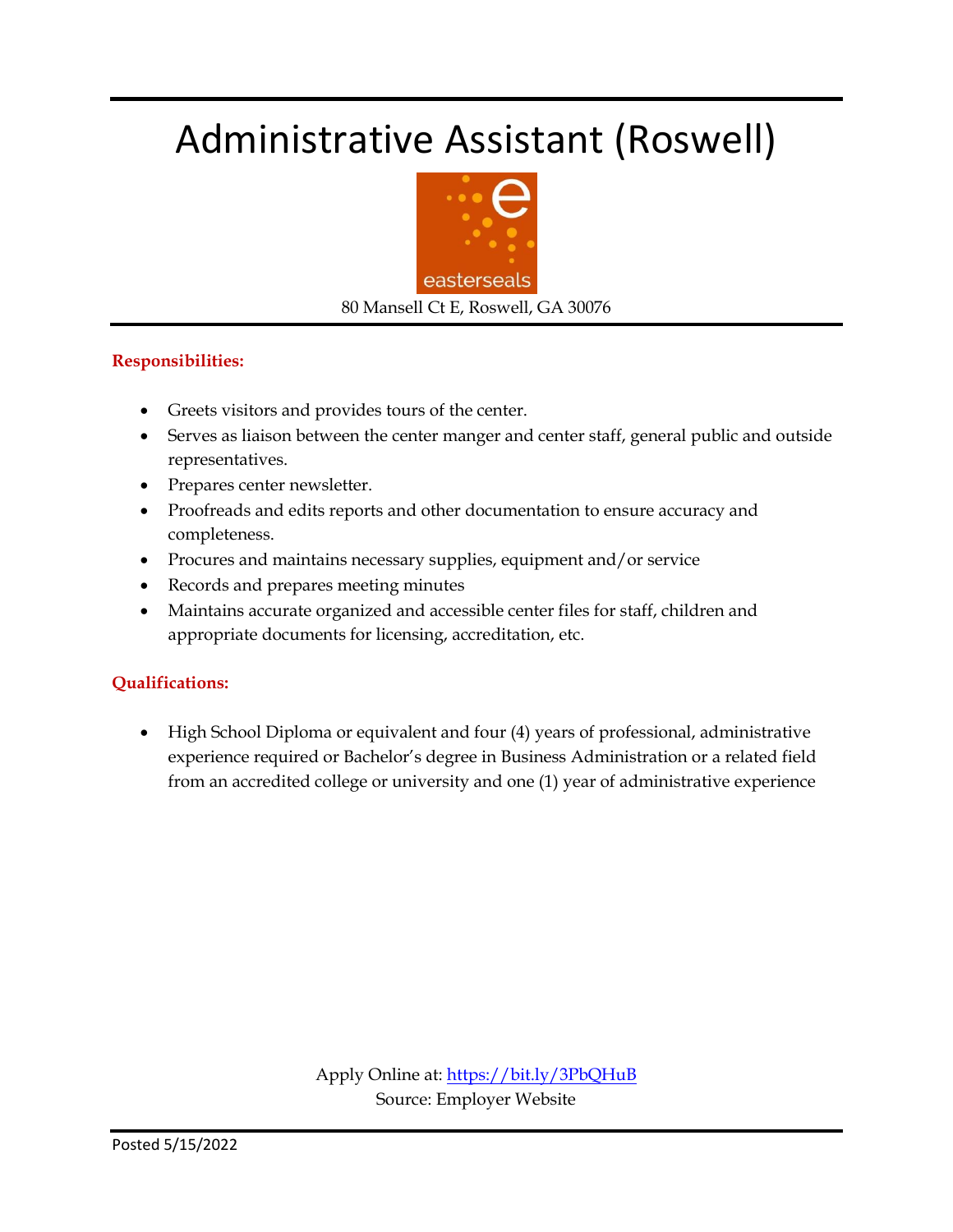# Administrative Assistant (Roswell)

easterseals

80 Mansell Ct E, Roswell, GA 30076

**Responsibilities:**

- Greets visitors and provides tours of the center.
- Serves as liaison between the center manger and center staff, general public and outside representatives.
- Prepares center newsletter.
- Proofreads and edits reports and other documentation to ensure accuracy and completeness.
- Procures and maintains necessary supplies, equipment and/or service
- Records and prepares meeting minutes
- Maintains accurate organized and accessible center files for staff, children and appropriate documents for licensing, accreditation, etc.

**Qualifications:**

- High School Diploma or equivalent and four (4) years of professional, administrative experience required or Bachelor's degree in Business Administration or a related field from an accredited college or university and one (1) year of administrative experience

Apply Online at: https://bit.ly/3PbQHuB
Source: Employer Website

Posted 5/15/2022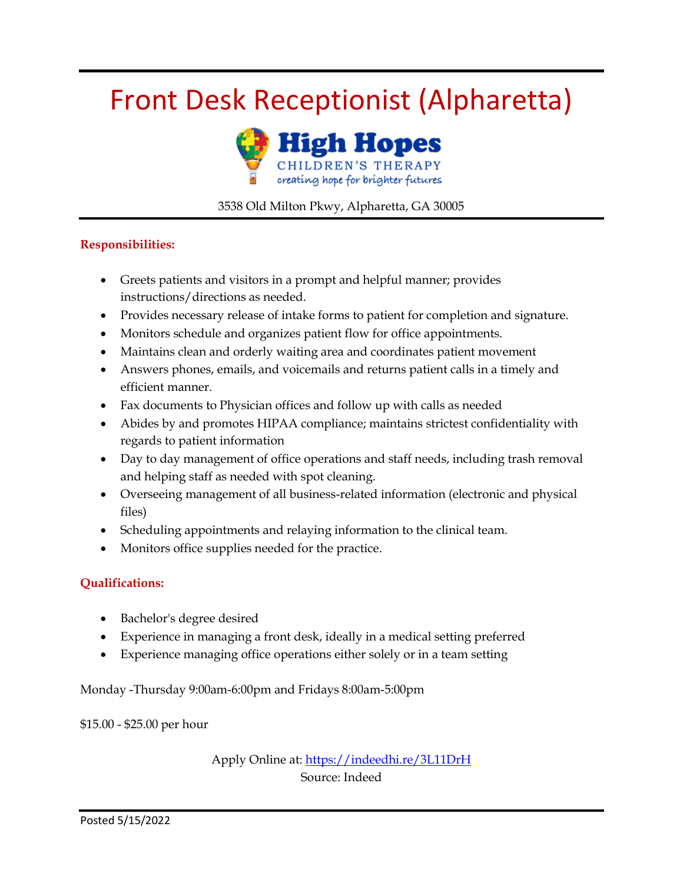# Front Desk Receptionist (Alpharetta)

High Hopes
CHILDREN'S THERAPY
creating hope for brighter futures

3538 Old Milton Pkwy, Alpharetta, GA 30005

**Responsibilities:**

- Greets patients and visitors in a prompt and helpful manner; provides instructions/directions as needed.
- Provides necessary release of intake forms to patient for completion and signature.
- Monitors schedule and organizes patient flow for office appointments.
- Maintains clean and orderly waiting area and coordinates patient movement
- Answers phones, emails, and voicemails and returns patient calls in a timely and efficient manner.
- Fax documents to Physician offices and follow up with calls as needed
- Abides by and promotes HIPAA compliance; maintains strictest confidentiality with regards to patient information
- Day to day management of office operations and staff needs, including trash removal and helping staff as needed with spot cleaning.
- Overseeing management of all business-related information (electronic and physical files)
- Scheduling appointments and relaying information to the clinical team.
- Monitors office supplies needed for the practice.

**Qualifications:**

- Bachelor's degree desired
- Experience in managing a front desk, ideally in a medical setting preferred
- Experience managing office operations either solely or in a team setting

Monday -Thursday 9:00am-6:00pm and Fridays 8:00am-5:00pm

$15.00 - $25.00 per hour

Apply Online at: [https://indeedhi.re/3L11DrH](https://indeedhi.re/3L11DrH)
Source: Indeed

Posted 5/15/2022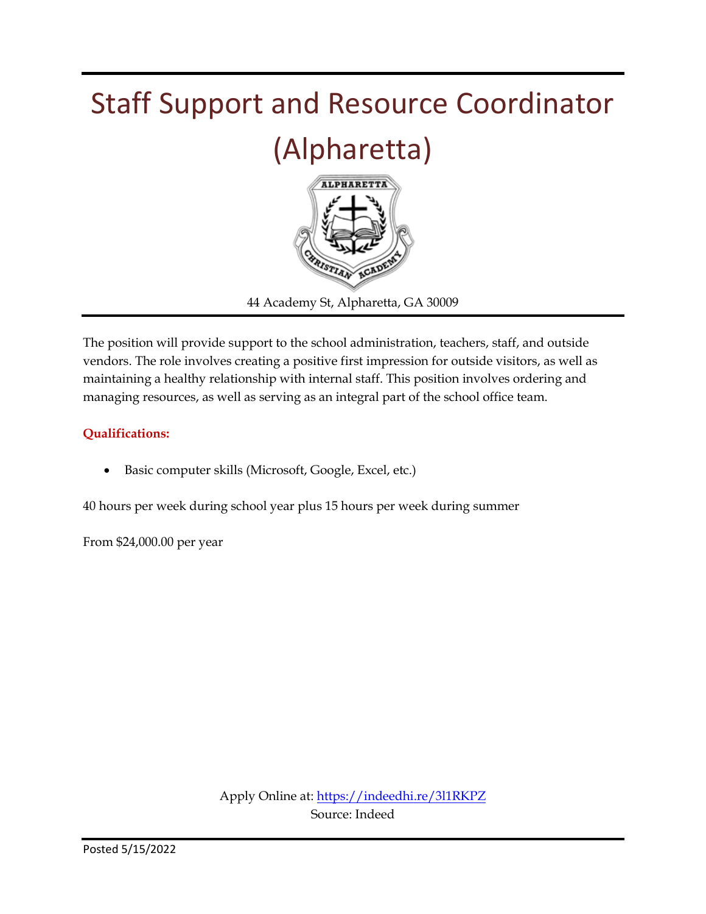# Staff Support and Resource Coordinator (Alpharetta)

44 Academy St, Alpharetta, GA 30009

The position will provide support to the school administration, teachers, staff, and outside vendors. The role involves creating a positive first impression for outside visitors, as well as maintaining a healthy relationship with internal staff. This position involves ordering and managing resources, as well as serving as an integral part of the school office team.

**Qualifications:**

- Basic computer skills (Microsoft, Google, Excel, etc.)

40 hours per week during school year plus 15 hours per week during summer

From $24,000.00 per year

Apply Online at: https://indeedhi.re/3l1RKPZ
Source: Indeed

Posted 5/15/2022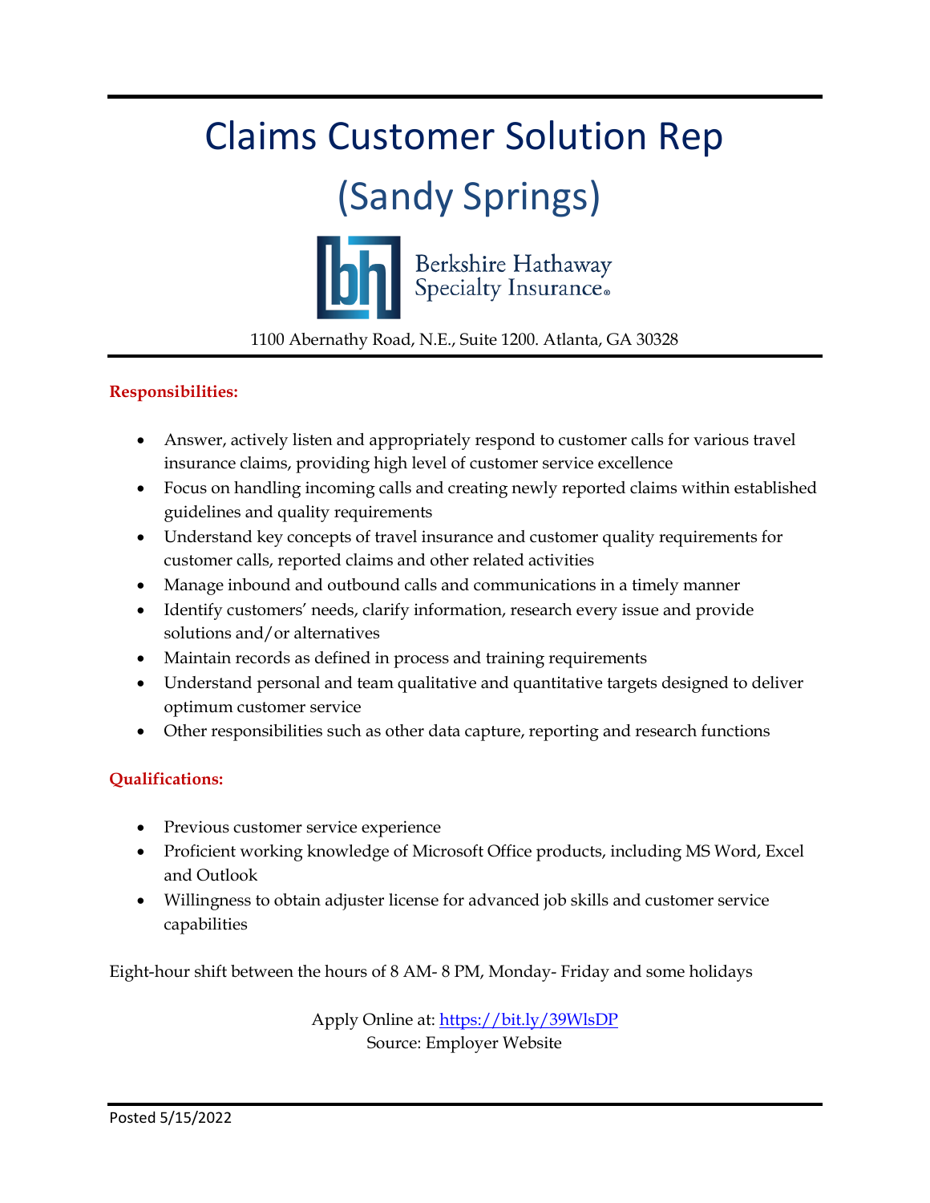# Claims Customer Solution Rep

# (Sandy Springs)

Berkshire Hathaway Specialty Insurance®

1100 Abernathy Road, N.E., Suite 1200. Atlanta, GA 30328

**Responsibilities:**

- Answer, actively listen and appropriately respond to customer calls for various travel insurance claims, providing high level of customer service excellence
- Focus on handling incoming calls and creating newly reported claims within established guidelines and quality requirements
- Understand key concepts of travel insurance and customer quality requirements for customer calls, reported claims and other related activities
- Manage inbound and outbound calls and communications in a timely manner
- Identify customers' needs, clarify information, research every issue and provide solutions and/or alternatives
- Maintain records as defined in process and training requirements
- Understand personal and team qualitative and quantitative targets designed to deliver optimum customer service
- Other responsibilities such as other data capture, reporting and research functions

**Qualifications:**

- Previous customer service experience
- Proficient working knowledge of Microsoft Office products, including MS Word, Excel and Outlook
- Willingness to obtain adjuster license for advanced job skills and customer service capabilities

Eight-hour shift between the hours of 8 AM- 8 PM, Monday- Friday and some holidays

Apply Online at: https://bit.ly/39WlsDP
Source: Employer Website

Posted 5/15/2022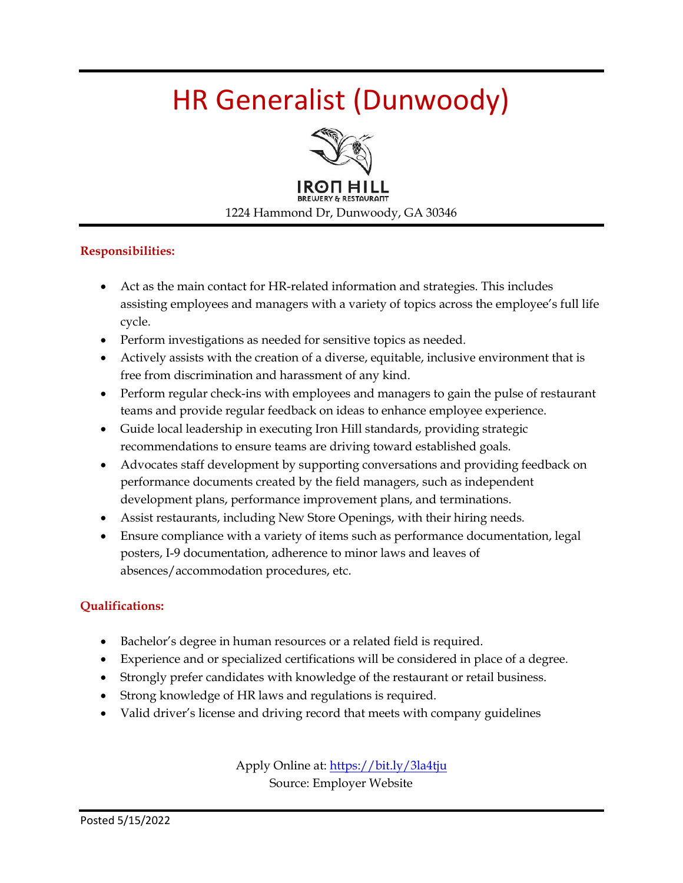# HR Generalist (Dunwoody)

IRON HILL
BREWERY & RESTAURANT

1224 Hammond Dr, Dunwoody, GA 30346

**Responsibilities:**

- Act as the main contact for HR-related information and strategies. This includes assisting employees and managers with a variety of topics across the employee's full life cycle.
- Perform investigations as needed for sensitive topics as needed.
- Actively assists with the creation of a diverse, equitable, inclusive environment that is free from discrimination and harassment of any kind.
- Perform regular check-ins with employees and managers to gain the pulse of restaurant teams and provide regular feedback on ideas to enhance employee experience.
- Guide local leadership in executing Iron Hill standards, providing strategic recommendations to ensure teams are driving toward established goals.
- Advocates staff development by supporting conversations and providing feedback on performance documents created by the field managers, such as independent development plans, performance improvement plans, and terminations.
- Assist restaurants, including New Store Openings, with their hiring needs.
- Ensure compliance with a variety of items such as performance documentation, legal posters, I-9 documentation, adherence to minor laws and leaves of absences/accommodation procedures, etc.

**Qualifications:**

- Bachelor's degree in human resources or a related field is required.
- Experience and or specialized certifications will be considered in place of a degree.
- Strongly prefer candidates with knowledge of the restaurant or retail business.
- Strong knowledge of HR laws and regulations is required.
- Valid driver's license and driving record that meets with company guidelines

Apply Online at: https://bit.ly/3la4tju
Source: Employer Website

Posted 5/15/2022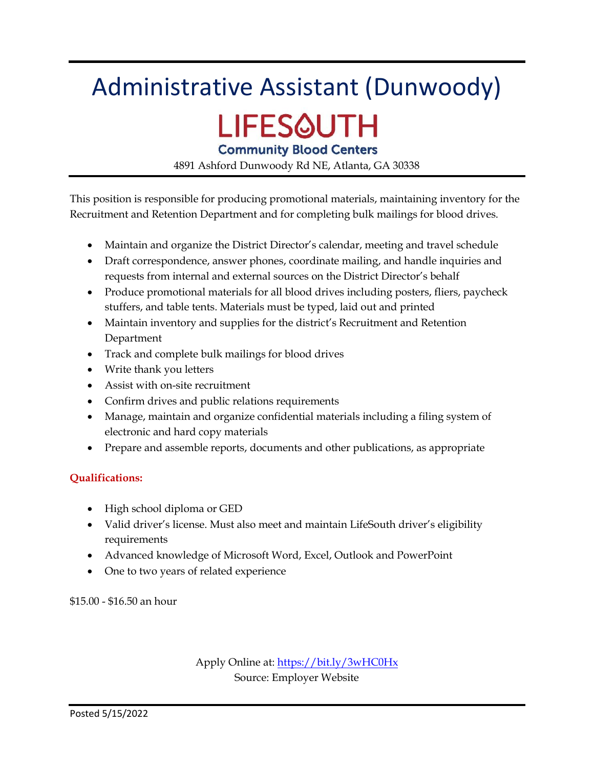# Administrative Assistant (Dunwoody)

**LIFESOUTH**

**Community Blood Centers**

4891 Ashford Dunwoody Rd NE, Atlanta, GA 30338

This position is responsible for producing promotional materials, maintaining inventory for the Recruitment and Retention Department and for completing bulk mailings for blood drives.

- Maintain and organize the District Director's calendar, meeting and travel schedule
- Draft correspondence, answer phones, coordinate mailing, and handle inquiries and requests from internal and external sources on the District Director's behalf
- Produce promotional materials for all blood drives including posters, fliers, paycheck stuffers, and table tents. Materials must be typed, laid out and printed
- Maintain inventory and supplies for the district's Recruitment and Retention Department
- Track and complete bulk mailings for blood drives
- Write thank you letters
- Assist with on-site recruitment
- Confirm drives and public relations requirements
- Manage, maintain and organize confidential materials including a filing system of electronic and hard copy materials
- Prepare and assemble reports, documents and other publications, as appropriate

**Qualifications:**

- High school diploma or GED
- Valid driver's license. Must also meet and maintain LifeSouth driver's eligibility requirements
- Advanced knowledge of Microsoft Word, Excel, Outlook and PowerPoint
- One to two years of related experience

$15.00 - $16.50 an hour

Apply Online at: https://bit.ly/3wHC0Hx
Source: Employer Website

Posted 5/15/2022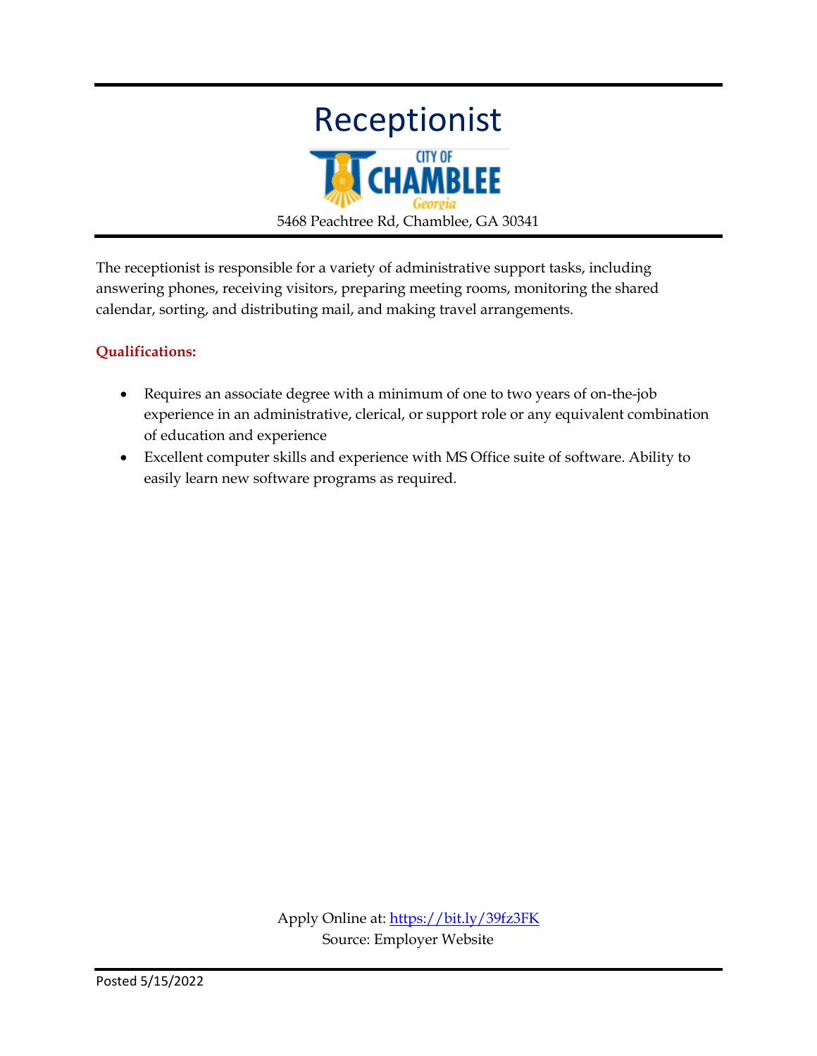# Receptionist

CITY OF CHAMBLEE Georgia

5468 Peachtree Rd, Chamblee, GA 30341

The receptionist is responsible for a variety of administrative support tasks, including answering phones, receiving visitors, preparing meeting rooms, monitoring the shared calendar, sorting, and distributing mail, and making travel arrangements.

**Qualifications:**

- Requires an associate degree with a minimum of one to two years of on-the-job experience in an administrative, clerical, or support role or any equivalent combination of education and experience
- Excellent computer skills and experience with MS Office suite of software. Ability to easily learn new software programs as required.

Apply Online at: https://bit.ly/39fz3FK
Source: Employer Website

Posted 5/15/2022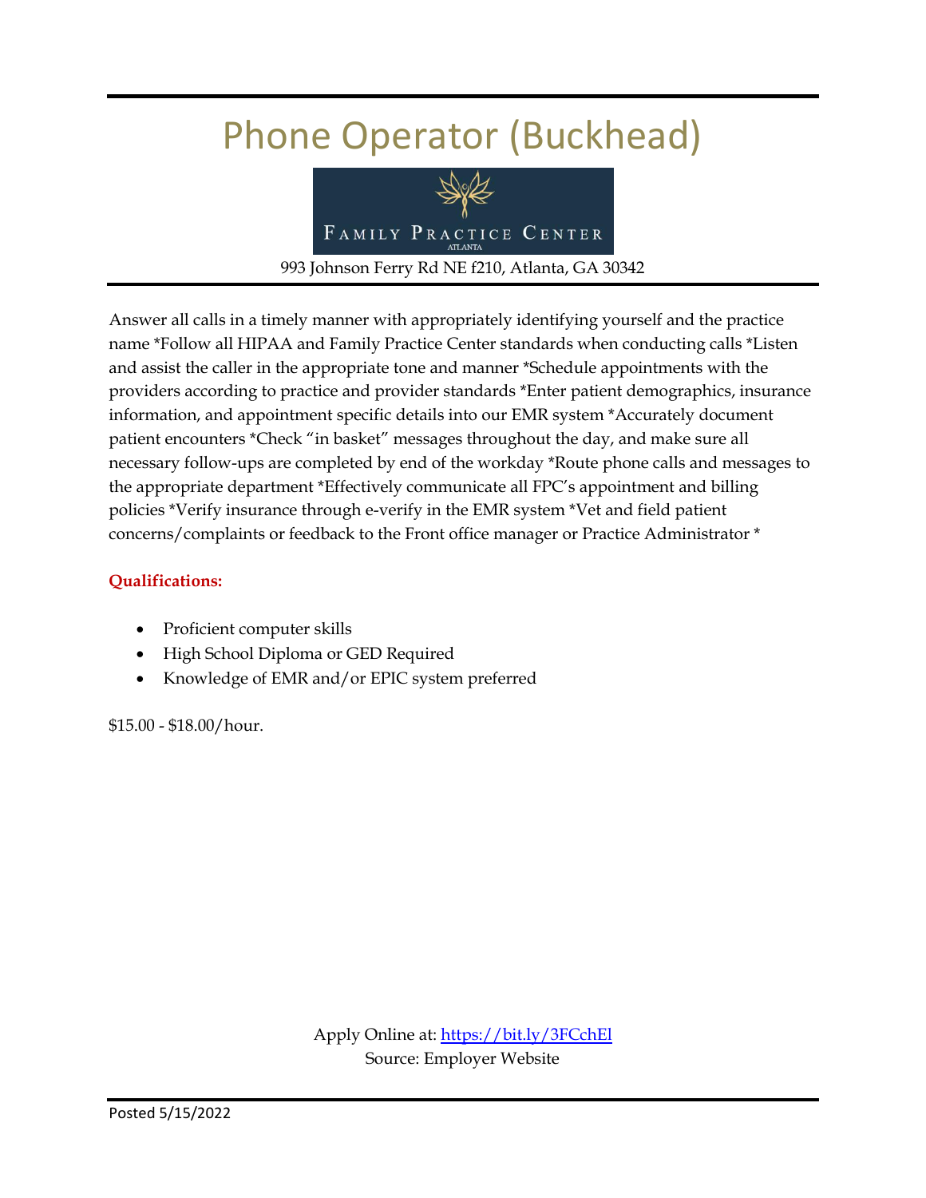# Phone Operator (Buckhead)

FAMILY PRACTICE CENTER
ATLANTA

993 Johnson Ferry Rd NE f210, Atlanta, GA 30342

Answer all calls in a timely manner with appropriately identifying yourself and the practice name *Follow all HIPAA and Family Practice Center standards when conducting calls *Listen and assist the caller in the appropriate tone and manner *Schedule appointments with the providers according to practice and provider standards *Enter patient demographics, insurance information, and appointment specific details into our EMR system *Accurately document patient encounters *Check "in basket" messages throughout the day, and make sure all necessary follow-ups are completed by end of the workday *Route phone calls and messages to the appropriate department *Effectively communicate all FPC's appointment and billing policies *Verify insurance through e-verify in the EMR system *Vet and field patient concerns/complaints or feedback to the Front office manager or Practice Administrator *

**Qualifications:**

- Proficient computer skills
- High School Diploma or GED Required
- Knowledge of EMR and/or EPIC system preferred

$15.00 - $18.00/hour.

Apply Online at: https://bit.ly/3FCchEl
Source: Employer Website

Posted 5/15/2022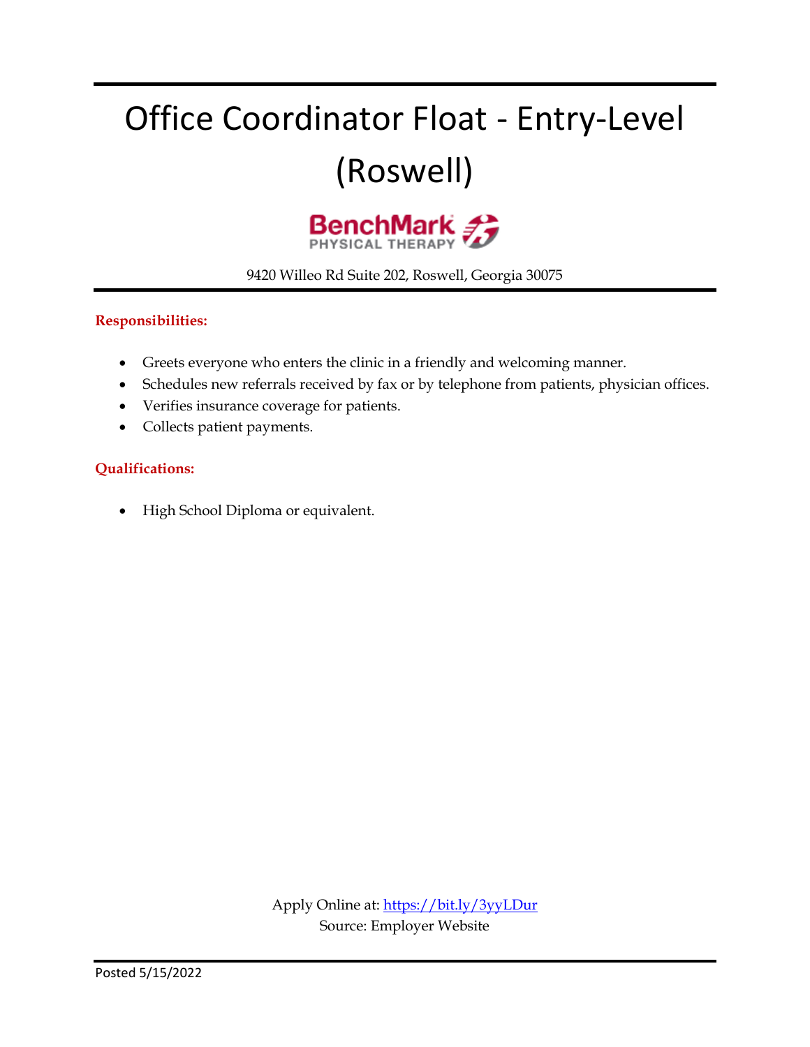# Office Coordinator Float - Entry-Level (Roswell)

BenchMark PHYSICAL THERAPY

9420 Willeo Rd Suite 202, Roswell, Georgia 30075

**Responsibilities:**

- Greets everyone who enters the clinic in a friendly and welcoming manner.
- Schedules new referrals received by fax or by telephone from patients, physician offices.
- Verifies insurance coverage for patients.
- Collects patient payments.

**Qualifications:**

- High School Diploma or equivalent.

Apply Online at: https://bit.ly/3yyLDur
Source: Employer Website

Posted 5/15/2022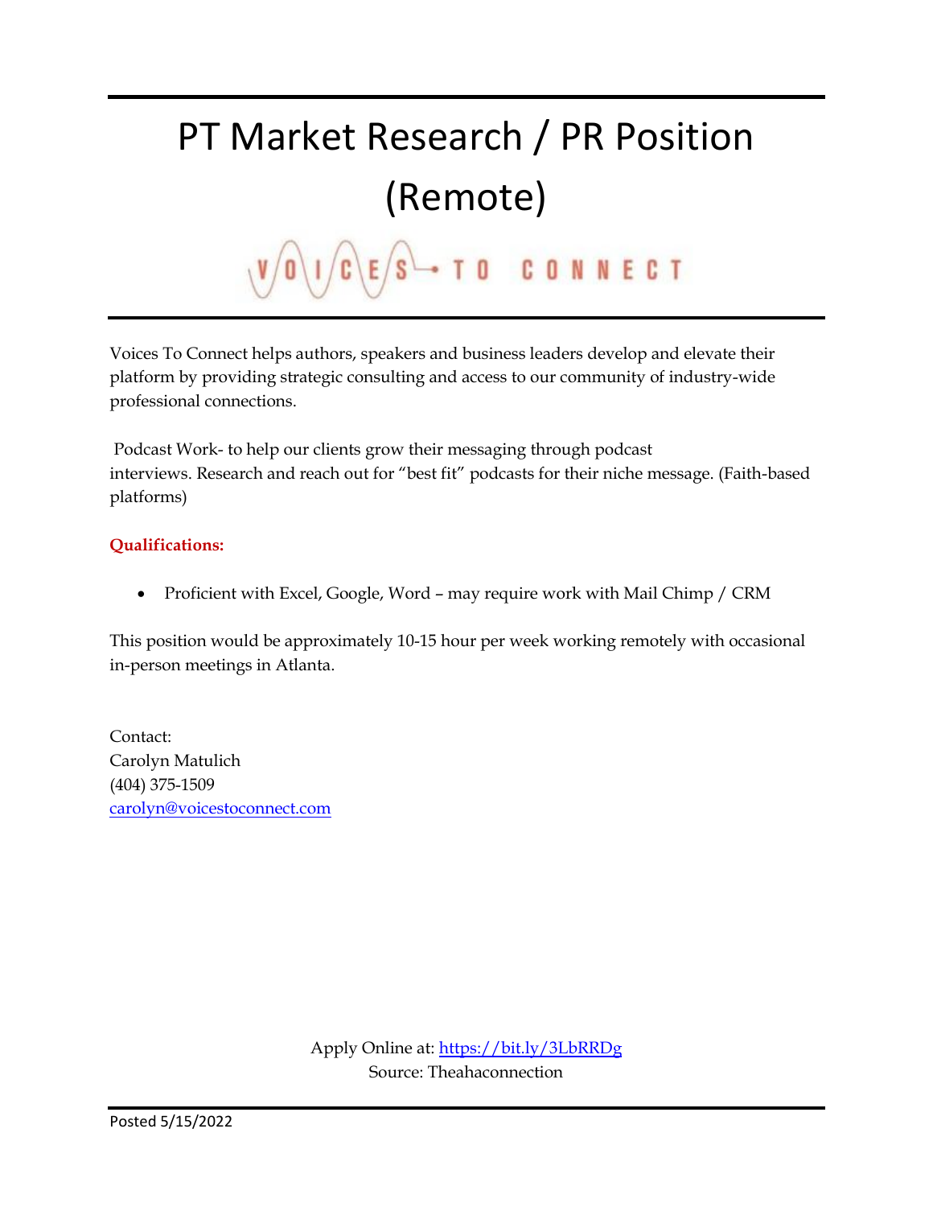# PT Market Research / PR Position (Remote)

VOICES TO CONNECT

Voices To Connect helps authors, speakers and business leaders develop and elevate their platform by providing strategic consulting and access to our community of industry-wide professional connections.

Podcast Work- to help our clients grow their messaging through podcast interviews. Research and reach out for "best fit" podcasts for their niche message. (Faith-based platforms)

**Qualifications:**

- Proficient with Excel, Google, Word – may require work with Mail Chimp / CRM

This position would be approximately 10-15 hour per week working remotely with occasional in-person meetings in Atlanta.

Contact:
Carolyn Matulich
(404) 375-1509
carolyn@voicestoconnect.com

Apply Online at: https://bit.ly/3LbRRDg
Source: Theahaconnection

Posted 5/15/2022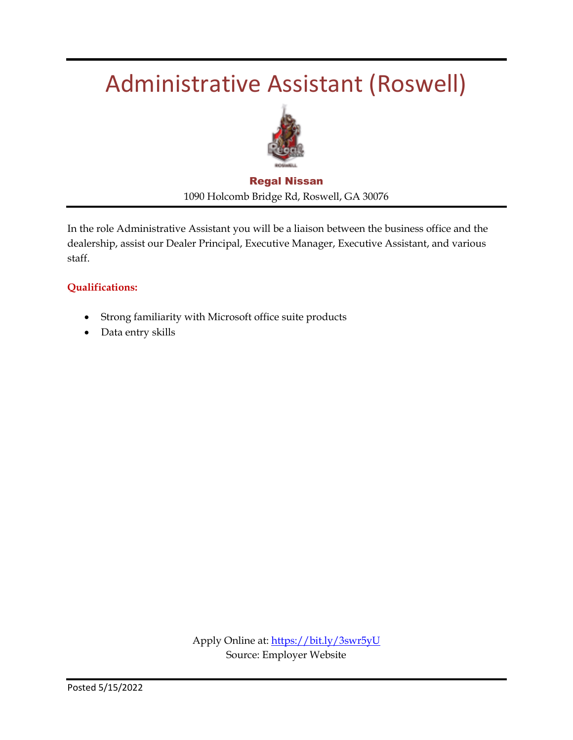# Administrative Assistant (Roswell)

**Regal Nissan**

1090 Holcomb Bridge Rd, Roswell, GA 30076

In the role Administrative Assistant you will be a liaison between the business office and the dealership, assist our Dealer Principal, Executive Manager, Executive Assistant, and various staff.

**Qualifications:**

- Strong familiarity with Microsoft office suite products
- Data entry skills

Apply Online at: https://bit.ly/3swr5yU
Source: Employer Website

Posted 5/15/2022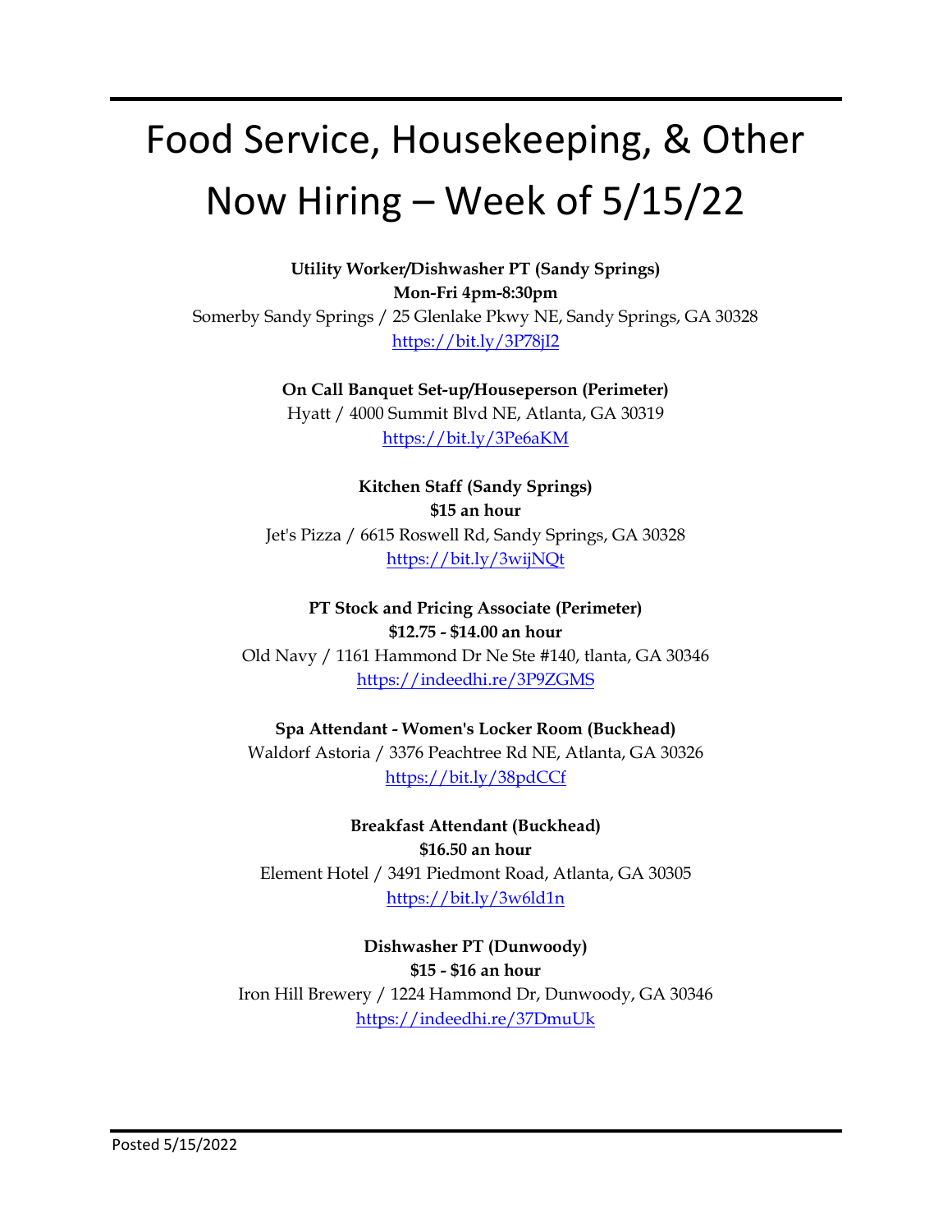# Food Service, Housekeeping, & Other Now Hiring – Week of 5/15/22

**Utility Worker/Dishwasher PT (Sandy Springs)**
**Mon-Fri 4pm-8:30pm**
Somerby Sandy Springs / 25 Glenlake Pkwy NE, Sandy Springs, GA 30328
https://bit.ly/3P78jI2

**On Call Banquet Set-up/Houseperson (Perimeter)**
Hyatt / 4000 Summit Blvd NE, Atlanta, GA 30319
https://bit.ly/3Pe6aKM

**Kitchen Staff (Sandy Springs)**
**$15 an hour**
Jet's Pizza / 6615 Roswell Rd, Sandy Springs, GA 30328
https://bit.ly/3wijNQt

**PT Stock and Pricing Associate (Perimeter)**
**$12.75 - $14.00 an hour**
Old Navy / 1161 Hammond Dr Ne Ste #140, tlanta, GA 30346
https://indeedhi.re/3P9ZGMS

**Spa Attendant - Women's Locker Room (Buckhead)**
Waldorf Astoria / 3376 Peachtree Rd NE, Atlanta, GA 30326
https://bit.ly/38pdCCf

**Breakfast Attendant (Buckhead)**
**$16.50 an hour**
Element Hotel / 3491 Piedmont Road, Atlanta, GA 30305
https://bit.ly/3w6ld1n

**Dishwasher PT (Dunwoody)**
**$15 - $16 an hour**
Iron Hill Brewery / 1224 Hammond Dr, Dunwoody, GA 30346
https://indeedhi.re/37DmuUk

Posted 5/15/2022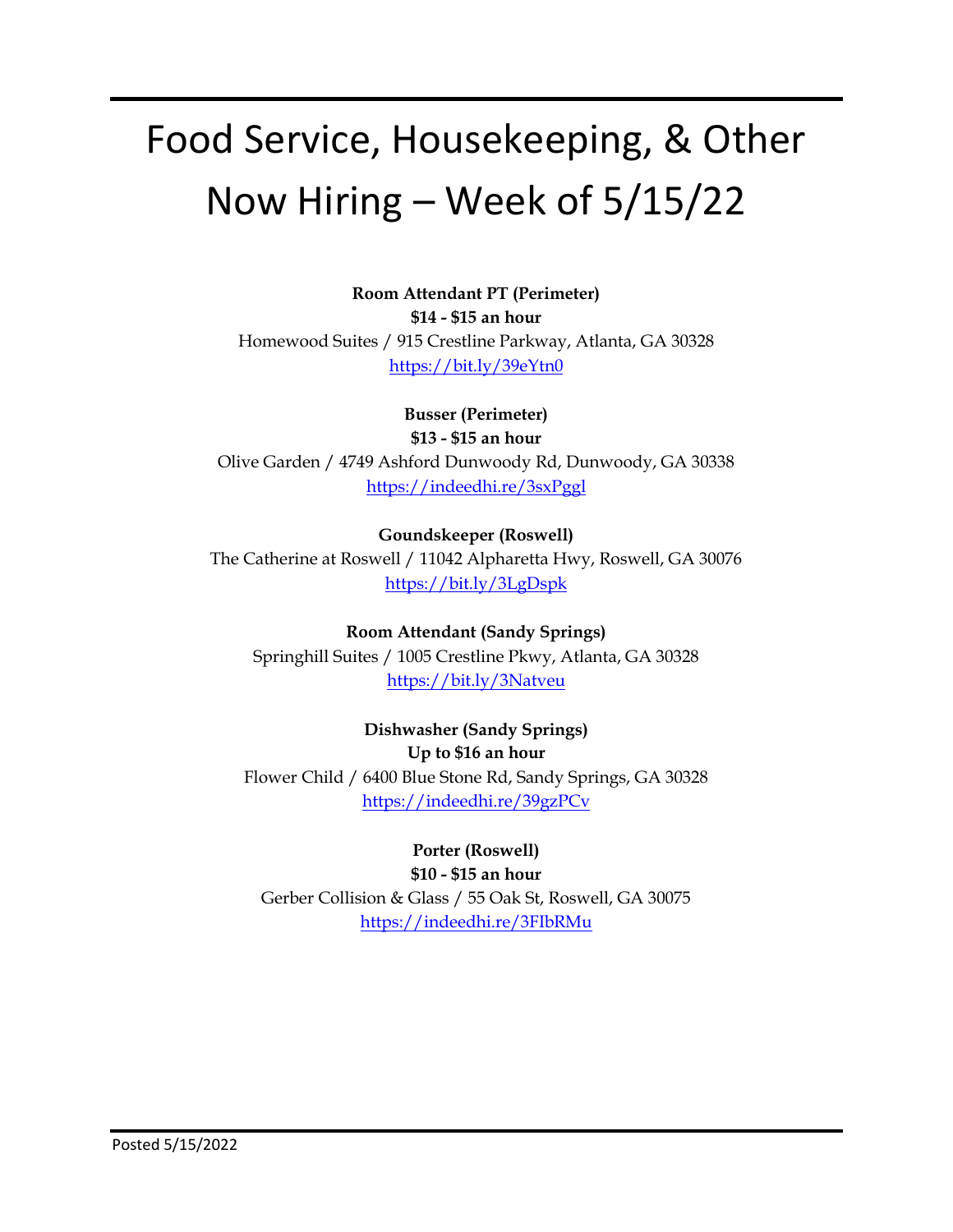# Food Service, Housekeeping, & Other Now Hiring – Week of 5/15/22

**Room Attendant PT (Perimeter)**
**$14 - $15 an hour**
Homewood Suites / 915 Crestline Parkway, Atlanta, GA 30328
https://bit.ly/39eYtn0

**Busser (Perimeter)**
**$13 - $15 an hour**
Olive Garden / 4749 Ashford Dunwoody Rd, Dunwoody, GA 30338
https://indeedhi.re/3sxPggl

**Goundskeeper (Roswell)**
The Catherine at Roswell / 11042 Alpharetta Hwy, Roswell, GA 30076
https://bit.ly/3LgDspk

**Room Attendant (Sandy Springs)**
Springhill Suites / 1005 Crestline Pkwy, Atlanta, GA 30328
https://bit.ly/3Natveu

**Dishwasher (Sandy Springs)**
**Up to $16 an hour**
Flower Child / 6400 Blue Stone Rd, Sandy Springs, GA 30328
https://indeedhi.re/39gzPCv

**Porter (Roswell)**
**$10 - $15 an hour**
Gerber Collision & Glass / 55 Oak St, Roswell, GA 30075
https://indeedhi.re/3FIbRMu

Posted 5/15/2022